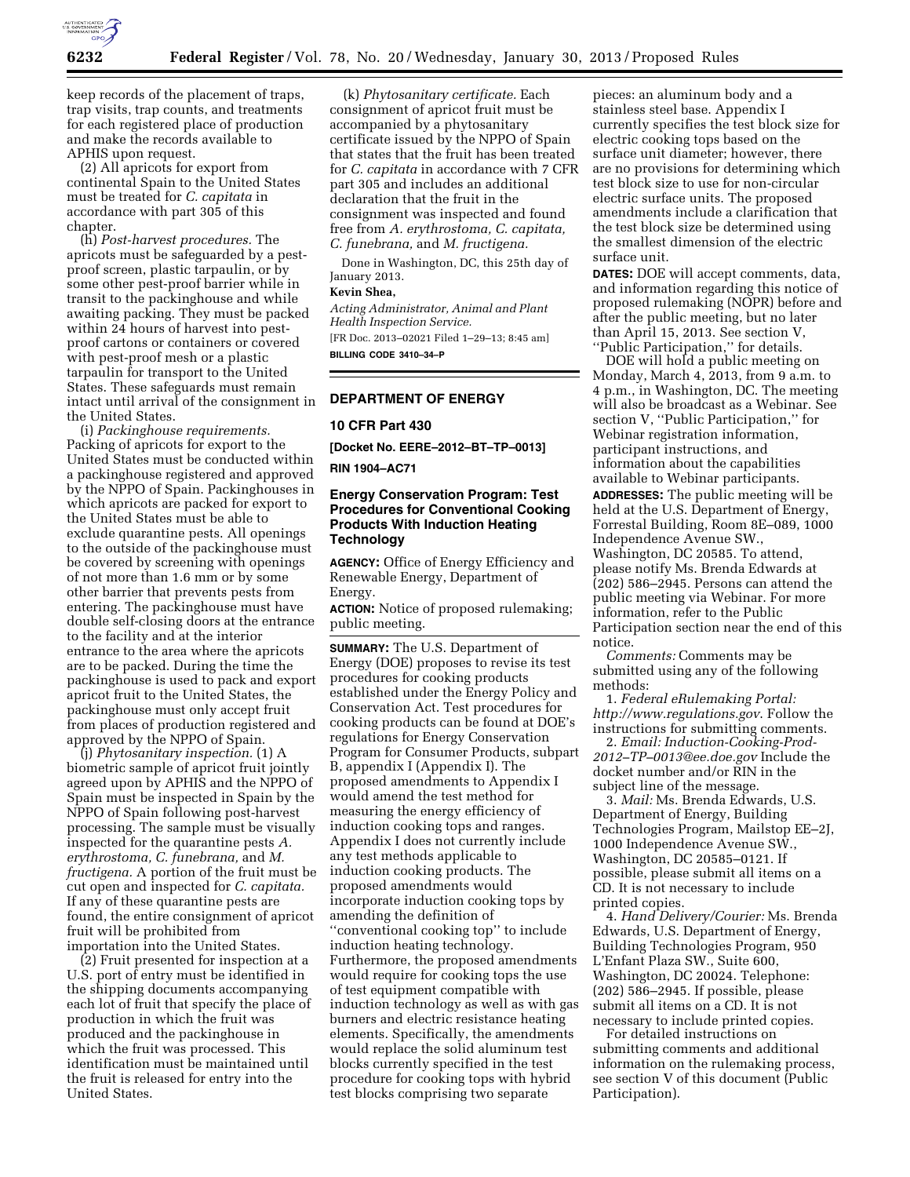keep records of the placement of traps, trap visits, trap counts, and treatments for each registered place of production and make the records available to APHIS upon request.

(2) All apricots for export from continental Spain to the United States must be treated for *C. capitata* in accordance with part 305 of this chapter.

(h) *Post-harvest procedures.* The apricots must be safeguarded by a pest-proof screen, plastic tarpaulin, or by some other pest-proof barrier while in transit to the packinghouse and while awaiting packing. They must be packed within 24 hours of harvest into pest-proof cartons or containers or covered with pest-proof mesh or a plastic tarpaulin for transport to the United States. These safeguards must remain intact until arrival of the consignment in the United States.

(i) *Packinghouse requirements.* Packing of apricots for export to the United States must be conducted within a packinghouse registered and approved by the NPPO of Spain. Packinghouses in which apricots are packed for export to the United States must be able to exclude quarantine pests. All openings to the outside of the packinghouse must be covered by screening with openings of not more than 1.6 mm or by some other barrier that prevents pests from entering. The packinghouse must have double self-closing doors at the entrance to the facility and at the interior entrance to the area where the apricots are to be packed. During the time the packinghouse is used to pack and export apricot fruit to the United States, the packinghouse must only accept fruit from places of production registered and approved by the NPPO of Spain.

(j) *Phytosanitary inspection.* (1) A biometric sample of apricot fruit jointly agreed upon by APHIS and the NPPO of Spain must be inspected in Spain by the NPPO of Spain following post-harvest processing. The sample must be visually inspected for the quarantine pests *A. erythrostoma, C. funebrana,* and *M. fructigena.* A portion of the fruit must be cut open and inspected for *C. capitata.* If any of these quarantine pests are found, the entire consignment of apricot fruit will be prohibited from importation into the United States.

(2) Fruit presented for inspection at a U.S. port of entry must be identified in the shipping documents accompanying each lot of fruit that specify the place of production in which the fruit was produced and the packinghouse in which the fruit was processed. This identification must be maintained until the fruit is released for entry into the United States.

(k) *Phytosanitary certificate.* Each consignment of apricot fruit must be accompanied by a phytosanitary certificate issued by the NPPO of Spain that states that the fruit has been treated for *C. capitata* in accordance with 7 CFR part 305 and includes an additional declaration that the fruit in the consignment was inspected and found free from *A. erythrostoma, C. capitata, C. funebrana,* and *M. fructigena.*

Done in Washington, DC, this 25th day of January 2013.

**Kevin Shea,**

*Acting Administrator, Animal and Plant Health Inspection Service.*

[FR Doc. 2013–02021 Filed 1–29–13; 8:45 am]

**BILLING CODE 3410–34–P**

---

## DEPARTMENT OF ENERGY

### 10 CFR Part 430

**[Docket No. EERE–2012–BT–TP–0013]**

**RIN 1904–AC71**

### Energy Conservation Program: Test Procedures for Conventional Cooking Products With Induction Heating Technology

**AGENCY:** Office of Energy Efficiency and Renewable Energy, Department of Energy.

**ACTION:** Notice of proposed rulemaking; public meeting.

**SUMMARY:** The U.S. Department of Energy (DOE) proposes to revise its test procedures for cooking products established under the Energy Policy and Conservation Act. Test procedures for cooking products can be found at DOE's regulations for Energy Conservation Program for Consumer Products, subpart B, appendix I (Appendix I). The proposed amendments to Appendix I would amend the test method for measuring the energy efficiency of induction cooking tops and ranges. Appendix I does not currently include any test methods applicable to induction cooking products. The proposed amendments would incorporate induction cooking tops by amending the definition of ''conventional cooking top'' to include induction heating technology. Furthermore, the proposed amendments would require for cooking tops the use of test equipment compatible with induction technology as well as with gas burners and electric resistance heating elements. Specifically, the amendments would replace the solid aluminum test blocks currently specified in the test procedure for cooking tops with hybrid test blocks comprising two separate pieces: an aluminum body and a stainless steel base. Appendix I currently specifies the test block size for electric cooking tops based on the surface unit diameter; however, there are no provisions for determining which test block size to use for non-circular electric surface units. The proposed amendments include a clarification that the test block size be determined using the smallest dimension of the electric surface unit.

**DATES:** DOE will accept comments, data, and information regarding this notice of proposed rulemaking (NOPR) before and after the public meeting, but no later than April 15, 2013. See section V, ''Public Participation,'' for details.

DOE will hold a public meeting on Monday, March 4, 2013, from 9 a.m. to 4 p.m., in Washington, DC. The meeting will also be broadcast as a Webinar. See section V, ''Public Participation,'' for Webinar registration information, participant instructions, and information about the capabilities available to Webinar participants.

**ADDRESSES:** The public meeting will be held at the U.S. Department of Energy, Forrestal Building, Room 8E–089, 1000 Independence Avenue SW., Washington, DC 20585. To attend, please notify Ms. Brenda Edwards at (202) 586–2945. Persons can attend the public meeting via Webinar. For more information, refer to the Public Participation section near the end of this notice.

*Comments:* Comments may be submitted using any of the following methods:

1. *Federal eRulemaking Portal: http://www.regulations.gov.* Follow the instructions for submitting comments.

2. *Email: Induction-Cooking-Prod-2012–TP–0013@ee.doe.gov* Include the docket number and/or RIN in the subject line of the message.

3. *Mail:* Ms. Brenda Edwards, U.S. Department of Energy, Building Technologies Program, Mailstop EE–2J, 1000 Independence Avenue SW., Washington, DC 20585–0121. If possible, please submit all items on a CD. It is not necessary to include printed copies.

4. *Hand Delivery/Courier:* Ms. Brenda Edwards, U.S. Department of Energy, Building Technologies Program, 950 L'Enfant Plaza SW., Suite 600, Washington, DC 20024. Telephone: (202) 586–2945. If possible, please submit all items on a CD. It is not necessary to include printed copies.

For detailed instructions on submitting comments and additional information on the rulemaking process, see section V of this document (Public Participation).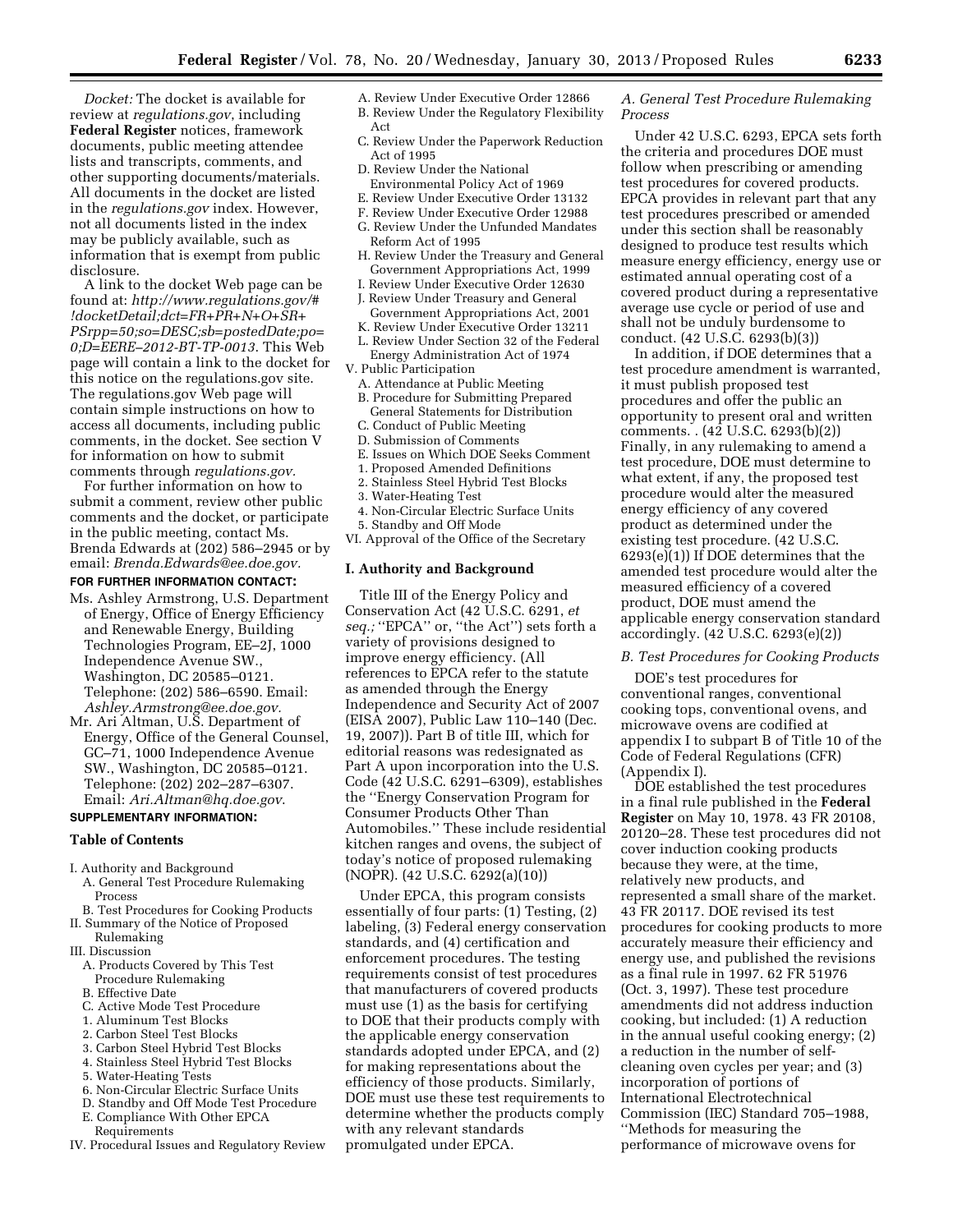*Docket:* The docket is available for review at *regulations.gov*, including **Federal Register** notices, framework documents, public meeting attendee lists and transcripts, comments, and other supporting documents/materials. All documents in the docket are listed in the *regulations.gov* index. However, not all documents listed in the index may be publicly available, such as information that is exempt from public disclosure.

A link to the docket Web page can be found at: *http://www.regulations.gov/#!docketDetail;dct=FR+PR+N+O+SR+PSrpp=50;so=DESC;sb=postedDate;po=0;D=EERE–2012-BT-TP-0013*. This Web page will contain a link to the docket for this notice on the regulations.gov site. The regulations.gov Web page will contain simple instructions on how to access all documents, including public comments, in the docket. See section V for information on how to submit comments through *regulations.gov.*

For further information on how to submit a comment, review other public comments and the docket, or participate in the public meeting, contact Ms. Brenda Edwards at (202) 586–2945 or by email: *Brenda.Edwards@ee.doe.gov.*

**FOR FURTHER INFORMATION CONTACT:**

Ms. Ashley Armstrong, U.S. Department of Energy, Office of Energy Efficiency and Renewable Energy, Building Technologies Program, EE–2J, 1000 Independence Avenue SW., Washington, DC 20585–0121. Telephone: (202) 586–6590. Email: *Ashley.Armstrong@ee.doe.gov.*

Mr. Ari Altman, U.S. Department of Energy, Office of the General Counsel, GC–71, 1000 Independence Avenue SW., Washington, DC 20585–0121. Telephone: (202) 202–287–6307. Email: *Ari.Altman@hq.doe.gov*.

**SUPPLEMENTARY INFORMATION:**

**Table of Contents**

I. Authority and Background
 A. General Test Procedure Rulemaking Process
 B. Test Procedures for Cooking Products
II. Summary of the Notice of Proposed Rulemaking
III. Discussion
 A. Products Covered by This Test Procedure Rulemaking
 B. Effective Date
 C. Active Mode Test Procedure
 1. Aluminum Test Blocks
 2. Carbon Steel Test Blocks
 3. Carbon Steel Hybrid Test Blocks
 4. Stainless Steel Hybrid Test Blocks
 5. Water-Heating Tests
 6. Non-Circular Electric Surface Units
 D. Standby and Off Mode Test Procedure
 E. Compliance With Other EPCA Requirements
IV. Procedural Issues and Regulatory Review
 A. Review Under Executive Order 12866
 B. Review Under the Regulatory Flexibility Act
 C. Review Under the Paperwork Reduction Act of 1995
 D. Review Under the National Environmental Policy Act of 1969
 E. Review Under Executive Order 13132
 F. Review Under Executive Order 12988
 G. Review Under the Unfunded Mandates Reform Act of 1995
 H. Review Under the Treasury and General Government Appropriations Act, 1999
 I. Review Under Executive Order 12630
 J. Review Under Treasury and General Government Appropriations Act, 2001
 K. Review Under Executive Order 13211
 L. Review Under Section 32 of the Federal Energy Administration Act of 1974
V. Public Participation
 A. Attendance at Public Meeting
 B. Procedure for Submitting Prepared General Statements for Distribution
 C. Conduct of Public Meeting
 D. Submission of Comments
 E. Issues on Which DOE Seeks Comment
 1. Proposed Amended Definitions
 2. Stainless Steel Hybrid Test Blocks
 3. Water-Heating Test
 4. Non-Circular Electric Surface Units
 5. Standby and Off Mode
VI. Approval of the Office of the Secretary

## I. Authority and Background

Title III of the Energy Policy and Conservation Act (42 U.S.C. 6291, *et seq.;* ''EPCA'' or, ''the Act'') sets forth a variety of provisions designed to improve energy efficiency. (All references to EPCA refer to the statute as amended through the Energy Independence and Security Act of 2007 (EISA 2007), Public Law 110–140 (Dec. 19, 2007)). Part B of title III, which for editorial reasons was redesignated as Part A upon incorporation into the U.S. Code (42 U.S.C. 6291–6309), establishes the ''Energy Conservation Program for Consumer Products Other Than Automobiles.'' These include residential kitchen ranges and ovens, the subject of today's notice of proposed rulemaking (NOPR). (42 U.S.C. 6292(a)(10))

Under EPCA, this program consists essentially of four parts: (1) Testing, (2) labeling, (3) Federal energy conservation standards, and (4) certification and enforcement procedures. The testing requirements consist of test procedures that manufacturers of covered products must use (1) as the basis for certifying to DOE that their products comply with the applicable energy conservation standards adopted under EPCA, and (2) for making representations about the efficiency of those products. Similarly, DOE must use these test requirements to determine whether the products comply with any relevant standards promulgated under EPCA.

### *A. General Test Procedure Rulemaking Process*

Under 42 U.S.C. 6293, EPCA sets forth the criteria and procedures DOE must follow when prescribing or amending test procedures for covered products. EPCA provides in relevant part that any test procedures prescribed or amended under this section shall be reasonably designed to produce test results which measure energy efficiency, energy use or estimated annual operating cost of a covered product during a representative average use cycle or period of use and shall not be unduly burdensome to conduct. (42 U.S.C. 6293(b)(3))

In addition, if DOE determines that a test procedure amendment is warranted, it must publish proposed test procedures and offer the public an opportunity to present oral and written comments. . (42 U.S.C. 6293(b)(2)) Finally, in any rulemaking to amend a test procedure, DOE must determine to what extent, if any, the proposed test procedure would alter the measured energy efficiency of any covered product as determined under the existing test procedure. (42 U.S.C. 6293(e)(1)) If DOE determines that the amended test procedure would alter the measured efficiency of a covered product, DOE must amend the applicable energy conservation standard accordingly. (42 U.S.C. 6293(e)(2))

### *B. Test Procedures for Cooking Products*

DOE's test procedures for conventional ranges, conventional cooking tops, conventional ovens, and microwave ovens are codified at appendix I to subpart B of Title 10 of the Code of Federal Regulations (CFR) (Appendix I).

DOE established the test procedures in a final rule published in the **Federal Register** on May 10, 1978. 43 FR 20108, 20120–28. These test procedures did not cover induction cooking products because they were, at the time, relatively new products, and represented a small share of the market. 43 FR 20117. DOE revised its test procedures for cooking products to more accurately measure their efficiency and energy use, and published the revisions as a final rule in 1997. 62 FR 51976 (Oct. 3, 1997). These test procedure amendments did not address induction cooking, but included: (1) A reduction in the annual useful cooking energy; (2) a reduction in the number of self-cleaning oven cycles per year; and (3) incorporation of portions of International Electrotechnical Commission (IEC) Standard 705–1988, ''Methods for measuring the performance of microwave ovens for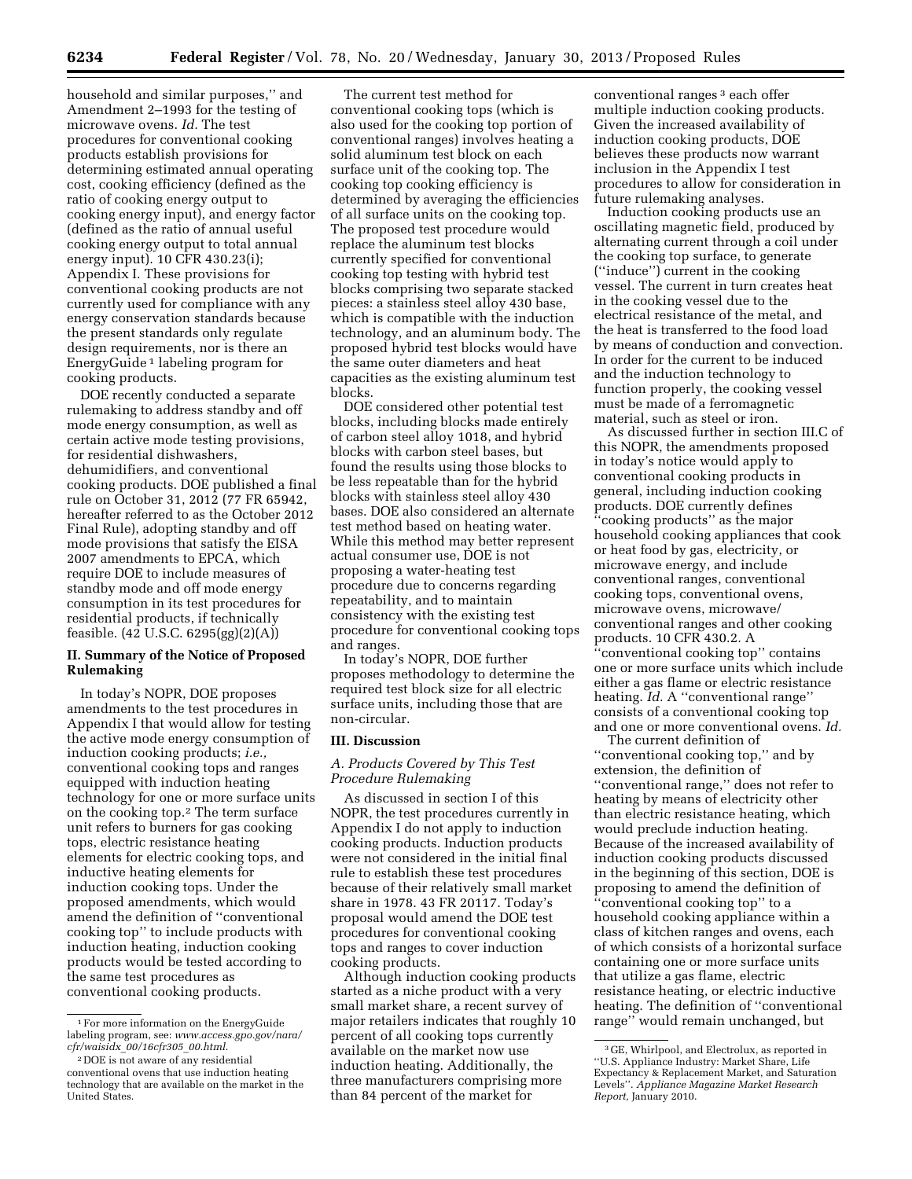household and similar purposes,'' and Amendment 2–1993 for the testing of microwave ovens. *Id.* The test procedures for conventional cooking products establish provisions for determining estimated annual operating cost, cooking efficiency (defined as the ratio of cooking energy output to cooking energy input), and energy factor (defined as the ratio of annual useful cooking energy output to total annual energy input). 10 CFR 430.23(i); Appendix I. These provisions for conventional cooking products are not currently used for compliance with any energy conservation standards because the present standards only regulate design requirements, nor is there an EnergyGuide [1] labeling program for cooking products.

DOE recently conducted a separate rulemaking to address standby and off mode energy consumption, as well as certain active mode testing provisions, for residential dishwashers, dehumidifiers, and conventional cooking products. DOE published a final rule on October 31, 2012 (77 FR 65942, hereafter referred to as the October 2012 Final Rule), adopting standby and off mode provisions that satisfy the EISA 2007 amendments to EPCA, which require DOE to include measures of standby mode and off mode energy consumption in its test procedures for residential products, if technically feasible. (42 U.S.C. 6295(gg)(2)(A))

## II. Summary of the Notice of Proposed Rulemaking

In today's NOPR, DOE proposes amendments to the test procedures in Appendix I that would allow for testing the active mode energy consumption of induction cooking products; *i.e.,* conventional cooking tops and ranges equipped with induction heating technology for one or more surface units on the cooking top.[2] The term surface unit refers to burners for gas cooking tops, electric resistance heating elements for electric cooking tops, and inductive heating elements for induction cooking tops. Under the proposed amendments, which would amend the definition of ''conventional cooking top'' to include products with induction heating, induction cooking products would be tested according to the same test procedures as conventional cooking products.

The current test method for conventional cooking tops (which is also used for the cooking top portion of conventional ranges) involves heating a solid aluminum test block on each surface unit of the cooking top. The cooking top cooking efficiency is determined by averaging the efficiencies of all surface units on the cooking top. The proposed test procedure would replace the aluminum test blocks currently specified for conventional cooking top testing with hybrid test blocks comprising two separate stacked pieces: a stainless steel alloy 430 base, which is compatible with the induction technology, and an aluminum body. The proposed hybrid test blocks would have the same outer diameters and heat capacities as the existing aluminum test blocks.

DOE considered other potential test blocks, including blocks made entirely of carbon steel alloy 1018, and hybrid blocks with carbon steel bases, but found the results using those blocks to be less repeatable than for the hybrid blocks with stainless steel alloy 430 bases. DOE also considered an alternate test method based on heating water. While this method may better represent actual consumer use, DOE is not proposing a water-heating test procedure due to concerns regarding repeatability, and to maintain consistency with the existing test procedure for conventional cooking tops and ranges.

In today's NOPR, DOE further proposes methodology to determine the required test block size for all electric surface units, including those that are non-circular.

## III. Discussion

### *A. Products Covered by This Test Procedure Rulemaking*

As discussed in section I of this NOPR, the test procedures currently in Appendix I do not apply to induction cooking products. Induction products were not considered in the initial final rule to establish these test procedures because of their relatively small market share in 1978. 43 FR 20117. Today's proposal would amend the DOE test procedures for conventional cooking tops and ranges to cover induction cooking products.

Although induction cooking products started as a niche product with a very small market share, a recent survey of major retailers indicates that roughly 10 percent of all cooking tops currently available on the market now use induction heating. Additionally, the three manufacturers comprising more than 84 percent of the market for conventional ranges [3] each offer multiple induction cooking products. Given the increased availability of induction cooking products, DOE believes these products now warrant inclusion in the Appendix I test procedures to allow for consideration in future rulemaking analyses.

Induction cooking products use an oscillating magnetic field, produced by alternating current through a coil under the cooking top surface, to generate (''induce'') current in the cooking vessel. The current in turn creates heat in the cooking vessel due to the electrical resistance of the metal, and the heat is transferred to the food load by means of conduction and convection. In order for the current to be induced and the induction technology to function properly, the cooking vessel must be made of a ferromagnetic material, such as steel or iron.

As discussed further in section III.C of this NOPR, the amendments proposed in today's notice would apply to conventional cooking products in general, including induction cooking products. DOE currently defines ''cooking products'' as the major household cooking appliances that cook or heat food by gas, electricity, or microwave energy, and include conventional ranges, conventional cooking tops, conventional ovens, microwave ovens, microwave/conventional ranges and other cooking products. 10 CFR 430.2. A ''conventional cooking top'' contains one or more surface units which include either a gas flame or electric resistance heating. *Id.* A ''conventional range'' consists of a conventional cooking top and one or more conventional ovens. *Id.*

The current definition of ''conventional cooking top,'' and by extension, the definition of ''conventional range,'' does not refer to heating by means of electricity other than electric resistance heating, which would preclude induction heating. Because of the increased availability of induction cooking products discussed in the beginning of this section, DOE is proposing to amend the definition of ''conventional cooking top'' to a household cooking appliance within a class of kitchen ranges and ovens, each of which consists of a horizontal surface containing one or more surface units that utilize a gas flame, electric resistance heating, or electric inductive heating. The definition of ''conventional range'' would remain unchanged, but

---

[1] For more information on the EnergyGuide labeling program, see: *www.access.gpo.gov/nara/cfr/waisidx_00/16cfr305_00.html.*

[2] DOE is not aware of any residential conventional ovens that use induction heating technology that are available on the market in the United States.

[3] GE, Whirlpool, and Electrolux, as reported in ''U.S. Appliance Industry: Market Share, Life Expectancy & Replacement Market, and Saturation Levels''. *Appliance Magazine Market Research Report,* January 2010.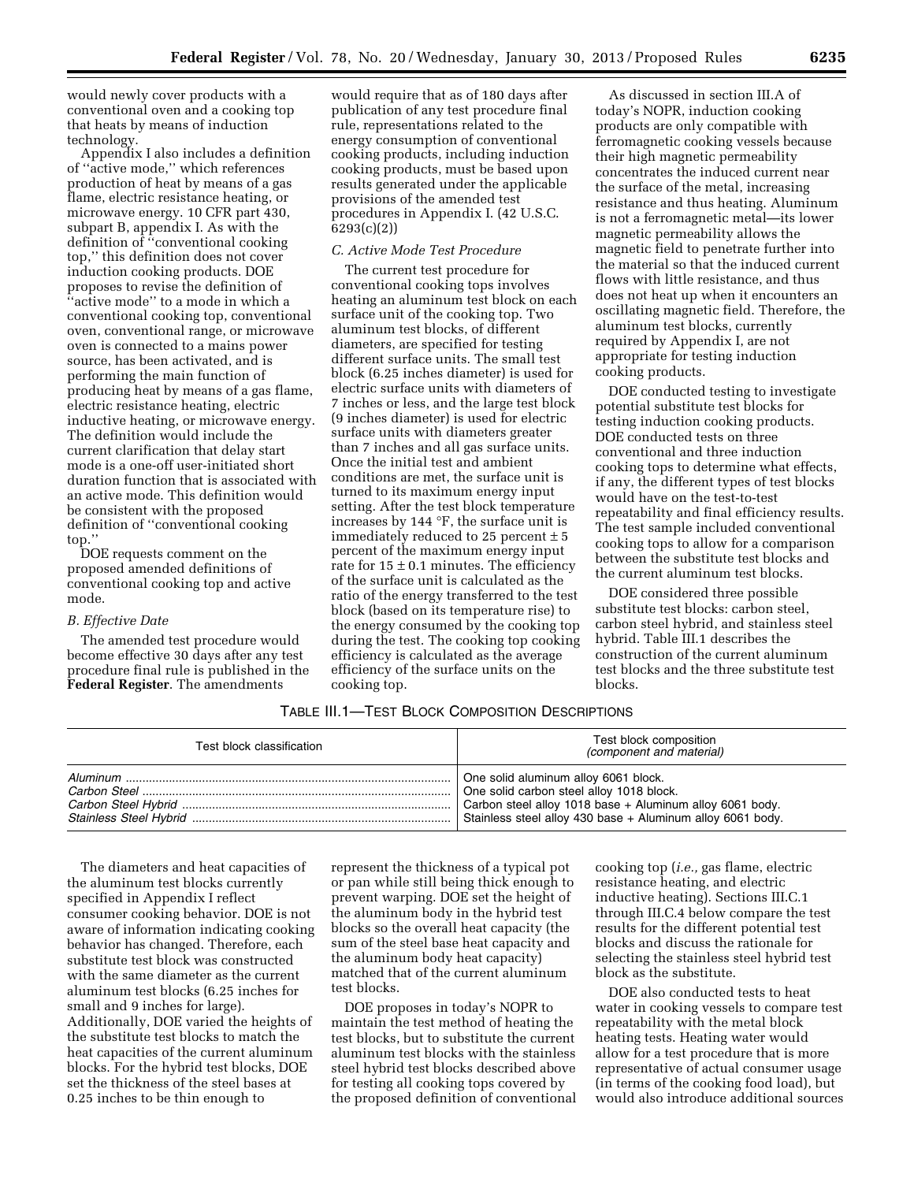would newly cover products with a conventional oven and a cooking top that heats by means of induction technology.

Appendix I also includes a definition of ''active mode,'' which references production of heat by means of a gas flame, electric resistance heating, or microwave energy. 10 CFR part 430, subpart B, appendix I. As with the definition of ''conventional cooking top,'' this definition does not cover induction cooking products. DOE proposes to revise the definition of ''active mode'' to a mode in which a conventional cooking top, conventional oven, conventional range, or microwave oven is connected to a mains power source, has been activated, and is performing the main function of producing heat by means of a gas flame, electric resistance heating, electric inductive heating, or microwave energy. The definition would include the current clarification that delay start mode is a one-off user-initiated short duration function that is associated with an active mode. This definition would be consistent with the proposed definition of ''conventional cooking top.''

DOE requests comment on the proposed amended definitions of conventional cooking top and active mode.

### *B. Effective Date*

The amended test procedure would become effective 30 days after any test procedure final rule is published in the **Federal Register**. The amendments would require that as of 180 days after publication of any test procedure final rule, representations related to the energy consumption of conventional cooking products, including induction cooking products, must be based upon results generated under the applicable provisions of the amended test procedures in Appendix I. (42 U.S.C. 6293(c)(2))

### *C. Active Mode Test Procedure*

The current test procedure for conventional cooking tops involves heating an aluminum test block on each surface unit of the cooking top. Two aluminum test blocks, of different diameters, are specified for testing different surface units. The small test block (6.25 inches diameter) is used for electric surface units with diameters of 7 inches or less, and the large test block (9 inches diameter) is used for electric surface units with diameters greater than 7 inches and all gas surface units. Once the initial test and ambient conditions are met, the surface unit is turned to its maximum energy input setting. After the test block temperature increases by 144 °F, the surface unit is immediately reduced to 25 percent ± 5 percent of the maximum energy input rate for 15 ± 0.1 minutes. The efficiency of the surface unit is calculated as the ratio of the energy transferred to the test block (based on its temperature rise) to the energy consumed by the cooking top during the test. The cooking top cooking efficiency is calculated as the average efficiency of the surface units on the cooking top.

As discussed in section III.A of today's NOPR, induction cooking products are only compatible with ferromagnetic cooking vessels because their high magnetic permeability concentrates the induced current near the surface of the metal, increasing resistance and thus heating. Aluminum is not a ferromagnetic metal—its lower magnetic permeability allows the magnetic field to penetrate further into the material so that the induced current flows with little resistance, and thus does not heat up when it encounters an oscillating magnetic field. Therefore, the aluminum test blocks, currently required by Appendix I, are not appropriate for testing induction cooking products.

DOE conducted testing to investigate potential substitute test blocks for testing induction cooking products. DOE conducted tests on three conventional and three induction cooking tops to determine what effects, if any, the different types of test blocks would have on the test-to-test repeatability and final efficiency results. The test sample included conventional cooking tops to allow for a comparison between the substitute test blocks and the current aluminum test blocks.

DOE considered three possible substitute test blocks: carbon steel, carbon steel hybrid, and stainless steel hybrid. Table III.1 describes the construction of the current aluminum test blocks and the three substitute test blocks.

TABLE III.1—TEST BLOCK COMPOSITION DESCRIPTIONS

| Test block classification | Test block composition *(component and material)* |
|---|---|
| *Aluminum* | One solid aluminum alloy 6061 block. |
| *Carbon Steel* | One solid carbon steel alloy 1018 block. |
| *Carbon Steel Hybrid* | Carbon steel alloy 1018 base + Aluminum alloy 6061 body. |
| *Stainless Steel Hybrid* | Stainless steel alloy 430 base + Aluminum alloy 6061 body. |

The diameters and heat capacities of the aluminum test blocks currently specified in Appendix I reflect consumer cooking behavior. DOE is not aware of information indicating cooking behavior has changed. Therefore, each substitute test block was constructed with the same diameter as the current aluminum test blocks (6.25 inches for small and 9 inches for large). Additionally, DOE varied the heights of the substitute test blocks to match the heat capacities of the current aluminum blocks. For the hybrid test blocks, DOE set the thickness of the steel bases at 0.25 inches to be thin enough to represent the thickness of a typical pot or pan while still being thick enough to prevent warping. DOE set the height of the aluminum body in the hybrid test blocks so the overall heat capacity (the sum of the steel base heat capacity and the aluminum body heat capacity) matched that of the current aluminum test blocks.

DOE proposes in today's NOPR to maintain the test method of heating the test blocks, but to substitute the current aluminum test blocks with the stainless steel hybrid test blocks described above for testing all cooking tops covered by the proposed definition of conventional cooking top (*i.e.,* gas flame, electric resistance heating, and electric inductive heating). Sections III.C.1 through III.C.4 below compare the test results for the different potential test blocks and discuss the rationale for selecting the stainless steel hybrid test block as the substitute.

DOE also conducted tests to heat water in cooking vessels to compare test repeatability with the metal block heating tests. Heating water would allow for a test procedure that is more representative of actual consumer usage (in terms of the cooking food load), but would also introduce additional sources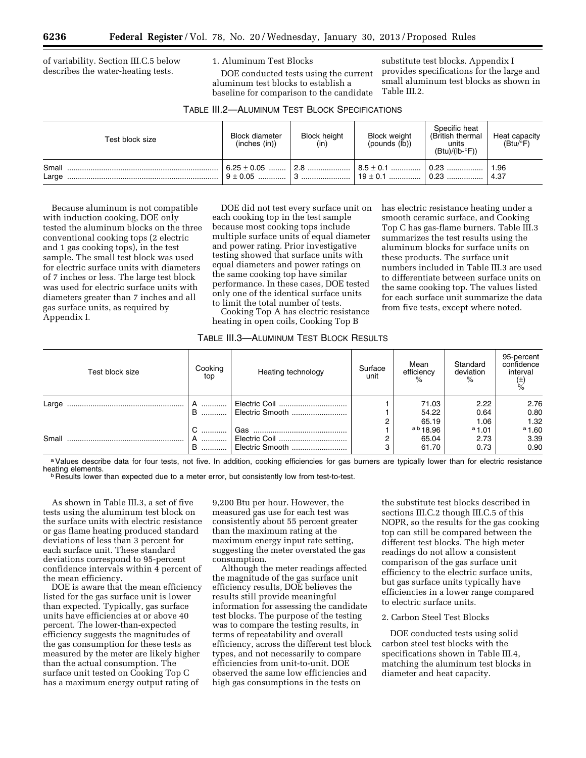of variability. Section III.C.5 below describes the water-heating tests.

1. Aluminum Test Blocks

DOE conducted tests using the current aluminum test blocks to establish a baseline for comparison to the candidate substitute test blocks. Appendix I provides specifications for the large and small aluminum test blocks as shown in Table III.2.

TABLE III.2—ALUMINUM TEST BLOCK SPECIFICATIONS

| Test block size | Block diameter (inches (in)) | Block height (in) | Block weight (pounds (lb)) | Specific heat (British thermal units (Btu)/(lb-°F)) | Heat capacity (Btu/°F) |
|---|---|---|---|---|---|
| Small | 6.25 ± 0.05 | 2.8 | 8.5 ± 0.1 | 0.23 | 1.96 |
| Large | 9 ± 0.05 | 3 | 19 ± 0.1 | 0.23 | 4.37 |

Because aluminum is not compatible with induction cooking, DOE only tested the aluminum blocks on the three conventional cooking tops (2 electric and 1 gas cooking tops), in the test sample. The small test block was used for electric surface units with diameters of 7 inches or less. The large test block was used for electric surface units with diameters greater than 7 inches and all gas surface units, as required by Appendix I.

DOE did not test every surface unit on each cooking top in the test sample because most cooking tops include multiple surface units of equal diameter and power rating. Prior investigative testing showed that surface units with equal diameters and power ratings on the same cooking top have similar performance. In these cases, DOE tested only one of the identical surface units to limit the total number of tests.

Cooking Top A has electric resistance heating in open coils, Cooking Top B has electric resistance heating under a smooth ceramic surface, and Cooking Top C has gas-flame burners. Table III.3 summarizes the test results using the aluminum blocks for surface units on these products. The surface unit numbers included in Table III.3 are used to differentiate between surface units on the same cooking top. The values listed for each surface unit summarize the data from five tests, except where noted.

TABLE III.3—ALUMINUM TEST BLOCK RESULTS

| Test block size | Cooking top | Heating technology | Surface unit | Mean efficiency % | Standard deviation % | 95-percent confidence interval (±) % |
|---|---|---|---|---|---|---|
| Large | A | Electric Coil | 1 | 71.03 | 2.22 | 2.76 |
| | B | Electric Smooth | 1 | 54.22 | 0.64 | 0.80 |
| | | | 2 | 65.19 | 1.06 | 1.32 |
| | C | Gas | 1 | [a b] 18.96 | [a] 1.01 | [a] 1.60 |
| Small | A | Electric Coil | 2 | 65.04 | 2.73 | 3.39 |
| | B | Electric Smooth | 3 | 61.70 | 0.73 | 0.90 |

[a] Values describe data for four tests, not five. In addition, cooking efficiencies for gas burners are typically lower than for electric resistance heating elements.
[b] Results lower than expected due to a meter error, but consistently low from test-to-test.

As shown in Table III.3, a set of five tests using the aluminum test block on the surface units with electric resistance or gas flame heating produced standard deviations of less than 3 percent for each surface unit. These standard deviations correspond to 95-percent confidence intervals within 4 percent of the mean efficiency.

DOE is aware that the mean efficiency listed for the gas surface unit is lower than expected. Typically, gas surface units have efficiencies at or above 40 percent. The lower-than-expected efficiency suggests the magnitudes of the gas consumption for these tests as measured by the meter are likely higher than the actual consumption. The surface unit tested on Cooking Top C has a maximum energy output rating of 9,200 Btu per hour. However, the measured gas use for each test was consistently about 55 percent greater than the maximum rating at the maximum energy input rate setting, suggesting the meter overstated the gas consumption.

Although the meter readings affected the magnitude of the gas surface unit efficiency results, DOE believes the results still provide meaningful information for assessing the candidate test blocks. The purpose of the testing was to compare the testing results, in terms of repeatability and overall efficiency, across the different test block types, and not necessarily to compare efficiencies from unit-to-unit. DOE observed the same low efficiencies and high gas consumptions in the tests on the substitute test blocks described in sections III.C.2 though III.C.5 of this NOPR, so the results for the gas cooking top can still be compared between the different test blocks. The high meter readings do not allow a consistent comparison of the gas surface unit efficiency to the electric surface units, but gas surface units typically have efficiencies in a lower range compared to electric surface units.

2. Carbon Steel Test Blocks

DOE conducted tests using solid carbon steel test blocks with the specifications shown in Table III.4, matching the aluminum test blocks in diameter and heat capacity.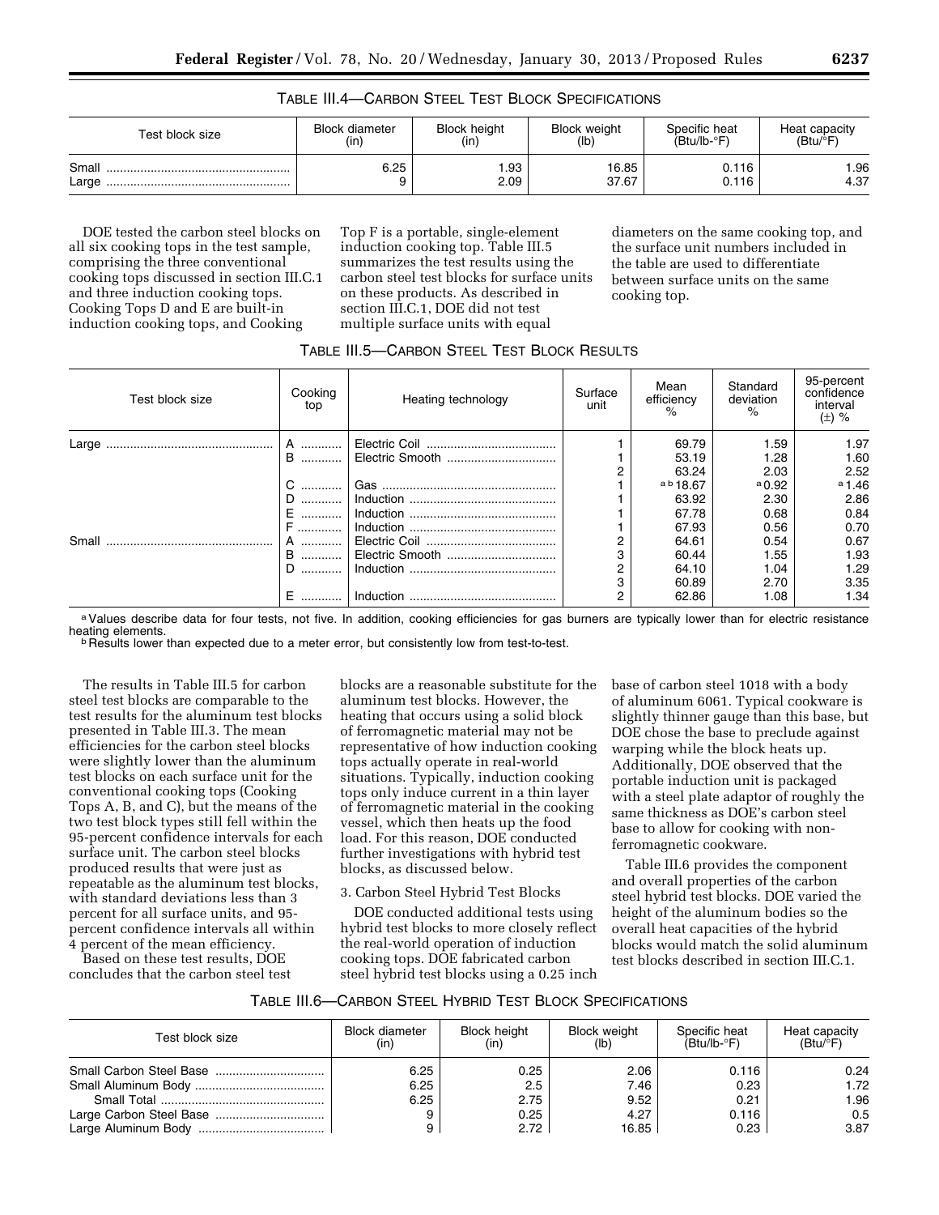TABLE III.4—CARBON STEEL TEST BLOCK SPECIFICATIONS

| Test block size | Block diameter (in) | Block height (in) | Block weight (lb) | Specific heat (Btu/lb-°F) | Heat capacity (Btu/°F) |
|---|---|---|---|---|---|
| Small | 6.25 | 1.93 | 16.85 | 0.116 | 1.96 |
| Large | 9 | 2.09 | 37.67 | 0.116 | 4.37 |

DOE tested the carbon steel blocks on all six cooking tops in the test sample, comprising the three conventional cooking tops discussed in section III.C.1 and three induction cooking tops. Cooking Tops D and E are built-in induction cooking tops, and Cooking Top F is a portable, single-element induction cooking top. Table III.5 summarizes the test results using the carbon steel test blocks for surface units on these products. As described in section III.C.1, DOE did not test multiple surface units with equal diameters on the same cooking top, and the surface unit numbers included in the table are used to differentiate between surface units on the same cooking top.

TABLE III.5—CARBON STEEL TEST BLOCK RESULTS

| Test block size | Cooking top | Heating technology | Surface unit | Mean efficiency % | Standard deviation % | 95-percent confidence interval (±) % |
|---|---|---|---|---|---|---|
| Large | A | Electric Coil | 1 | 69.79 | 1.59 | 1.97 |
| | B | Electric Smooth | 1 | 53.19 | 1.28 | 1.60 |
| | | | 2 | 63.24 | 2.03 | 2.52 |
| | C | Gas | 1 | [a b] 18.67 | [a] 0.92 | [a] 1.46 |
| | D | Induction | 1 | 63.92 | 2.30 | 2.86 |
| | E | Induction | 1 | 67.78 | 0.68 | 0.84 |
| | F | Induction | 1 | 67.93 | 0.56 | 0.70 |
| Small | A | Electric Coil | 2 | 64.61 | 0.54 | 0.67 |
| | B | Electric Smooth | 3 | 60.44 | 1.55 | 1.93 |
| | D | Induction | 2 | 64.10 | 1.04 | 1.29 |
| | | | 3 | 60.89 | 2.70 | 3.35 |
| | E | Induction | 2 | 62.86 | 1.08 | 1.34 |

[a] Values describe data for four tests, not five. In addition, cooking efficiencies for gas burners are typically lower than for electric resistance heating elements.
[b] Results lower than expected due to a meter error, but consistently low from test-to-test.

The results in Table III.5 for carbon steel test blocks are comparable to the test results for the aluminum test blocks presented in Table III.3. The mean efficiencies for the carbon steel blocks were slightly lower than the aluminum test blocks on each surface unit for the conventional cooking tops (Cooking Tops A, B, and C), but the means of the two test block types still fell within the 95-percent confidence intervals for each surface unit. The carbon steel blocks produced results that were just as repeatable as the aluminum test blocks, with standard deviations less than 3 percent for all surface units, and 95-percent confidence intervals all within 4 percent of the mean efficiency.

Based on these test results, DOE concludes that the carbon steel test blocks are a reasonable substitute for the aluminum test blocks. However, the heating that occurs using a solid block of ferromagnetic material may not be representative of how induction cooking tops actually operate in real-world situations. Typically, induction cooking tops only induce current in a thin layer of ferromagnetic material in the cooking vessel, which then heats up the food load. For this reason, DOE conducted further investigations with hybrid test blocks, as discussed below.

3. Carbon Steel Hybrid Test Blocks

DOE conducted additional tests using hybrid test blocks to more closely reflect the real-world operation of induction cooking tops. DOE fabricated carbon steel hybrid test blocks using a 0.25 inch base of carbon steel 1018 with a body of aluminum 6061. Typical cookware is slightly thinner gauge than this base, but DOE chose the base to preclude against warping while the block heats up. Additionally, DOE observed that the portable induction unit is packaged with a steel plate adaptor of roughly the same thickness as DOE's carbon steel base to allow for cooking with non-ferromagnetic cookware.

Table III.6 provides the component and overall properties of the carbon steel hybrid test blocks. DOE varied the height of the aluminum bodies so the overall heat capacities of the hybrid blocks would match the solid aluminum test blocks described in section III.C.1.

TABLE III.6—CARBON STEEL HYBRID TEST BLOCK SPECIFICATIONS

| Test block size | Block diameter (in) | Block height (in) | Block weight (lb) | Specific heat (Btu/lb-°F) | Heat capacity (Btu/°F) |
|---|---|---|---|---|---|
| Small Carbon Steel Base | 6.25 | 0.25 | 2.06 | 0.116 | 0.24 |
| Small Aluminum Body | 6.25 | 2.5 | 7.46 | 0.23 | 1.72 |
| Small Total | 6.25 | 2.75 | 9.52 | 0.21 | 1.96 |
| Large Carbon Steel Base | 9 | 0.25 | 4.27 | 0.116 | 0.5 |
| Large Aluminum Body | 9 | 2.72 | 16.85 | 0.23 | 3.87 |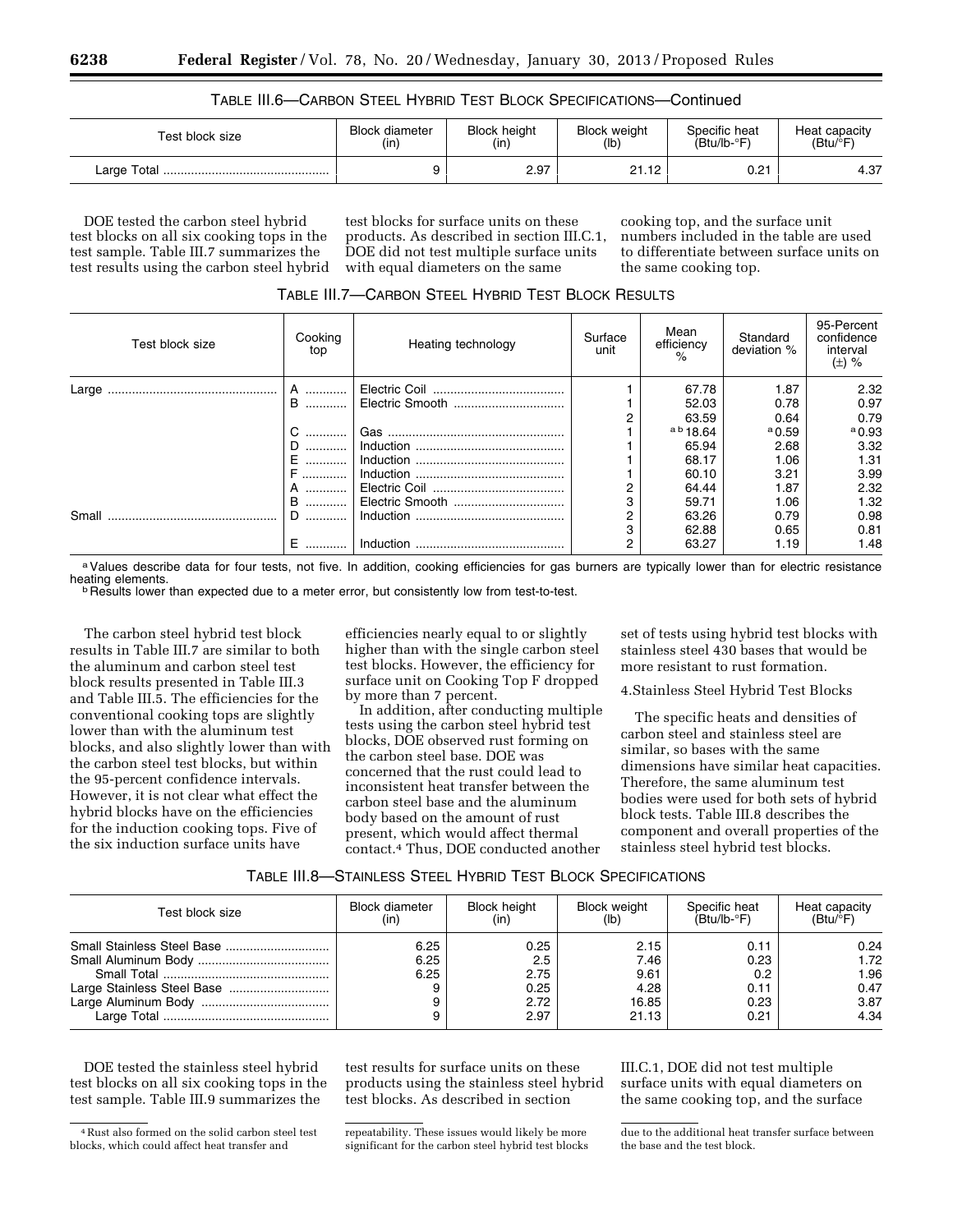TABLE III.6—CARBON STEEL HYBRID TEST BLOCK SPECIFICATIONS—Continued

| Test block size | Block diameter (in) | Block height (in) | Block weight (lb) | Specific heat (Btu/lb-°F) | Heat capacity (Btu/°F) |
|---|---|---|---|---|---|
| Large Total | 9 | 2.97 | 21.12 | 0.21 | 4.37 |

DOE tested the carbon steel hybrid test blocks on all six cooking tops in the test sample. Table III.7 summarizes the test results using the carbon steel hybrid test blocks for surface units on these products. As described in section III.C.1, DOE did not test multiple surface units with equal diameters on the same cooking top, and the surface unit numbers included in the table are used to differentiate between surface units on the same cooking top.

TABLE III.7—CARBON STEEL HYBRID TEST BLOCK RESULTS

| Test block size | Cooking top | Heating technology | Surface unit | Mean efficiency % | Standard deviation % | 95-Percent confidence interval (±) % |
|---|---|---|---|---|---|---|
| Large | A | Electric Coil | 1 | 67.78 | 1.87 | 2.32 |
| | B | Electric Smooth | 1 | 52.03 | 0.78 | 0.97 |
| | | | 2 | 63.59 | 0.64 | 0.79 |
| | C | Gas | 1 | [a b] 18.64 | [a] 0.59 | [a] 0.93 |
| | D | Induction | 1 | 65.94 | 2.68 | 3.32 |
| | E | Induction | 1 | 68.17 | 1.06 | 1.31 |
| | F | Induction | 1 | 60.10 | 3.21 | 3.99 |
| Small | A | Electric Coil | 2 | 64.44 | 1.87 | 2.32 |
| | B | Electric Smooth | 3 | 59.71 | 1.06 | 1.32 |
| | D | Induction | 2 | 63.26 | 0.79 | 0.98 |
| | | | 3 | 62.88 | 0.65 | 0.81 |
| | E | Induction | 2 | 63.27 | 1.19 | 1.48 |

[a] Values describe data for four tests, not five. In addition, cooking efficiencies for gas burners are typically lower than for electric resistance heating elements.
[b] Results lower than expected due to a meter error, but consistently low from test-to-test.

The carbon steel hybrid test block results in Table III.7 are similar to both the aluminum and carbon steel test block results presented in Table III.3 and Table III.5. The efficiencies for the conventional cooking tops are slightly lower than with the aluminum test blocks, and also slightly lower than with the carbon steel test blocks, but within the 95-percent confidence intervals. However, it is not clear what effect the hybrid blocks have on the efficiencies for the induction cooking tops. Five of the six induction surface units have efficiencies nearly equal to or slightly higher than with the single carbon steel test blocks. However, the efficiency for surface unit on Cooking Top F dropped by more than 7 percent.

In addition, after conducting multiple tests using the carbon steel hybrid test blocks, DOE observed rust forming on the carbon steel base. DOE was concerned that the rust could lead to inconsistent heat transfer between the carbon steel base and the aluminum body based on the amount of rust present, which would affect thermal contact.[4] Thus, DOE conducted another set of tests using hybrid test blocks with stainless steel 430 bases that would be more resistant to rust formation.

4. Stainless Steel Hybrid Test Blocks

The specific heats and densities of carbon steel and stainless steel are similar, so bases with the same dimensions have similar heat capacities. Therefore, the same aluminum test bodies were used for both sets of hybrid block tests. Table III.8 describes the component and overall properties of the stainless steel hybrid test blocks.

TABLE III.8—STAINLESS STEEL HYBRID TEST BLOCK SPECIFICATIONS

| Test block size | Block diameter (in) | Block height (in) | Block weight (lb) | Specific heat (Btu/lb-°F) | Heat capacity (Btu/°F) |
|---|---|---|---|---|---|
| Small Stainless Steel Base | 6.25 | 0.25 | 2.15 | 0.11 | 0.24 |
| Small Aluminum Body | 6.25 | 2.5 | 7.46 | 0.23 | 1.72 |
| Small Total | 6.25 | 2.75 | 9.61 | 0.2 | 1.96 |
| Large Stainless Steel Base | 9 | 0.25 | 4.28 | 0.11 | 0.47 |
| Large Aluminum Body | 9 | 2.72 | 16.85 | 0.23 | 3.87 |
| Large Total | 9 | 2.97 | 21.13 | 0.21 | 4.34 |

DOE tested the stainless steel hybrid test blocks on all six cooking tops in the test sample. Table III.9 summarizes the test results for surface units on these products using the stainless steel hybrid test blocks. As described in section III.C.1, DOE did not test multiple surface units with equal diameters on the same cooking top, and the surface

[4] Rust also formed on the solid carbon steel test blocks, which could affect heat transfer and repeatability. These issues would likely be more significant for the carbon steel hybrid test blocks due to the additional heat transfer surface between the base and the test block.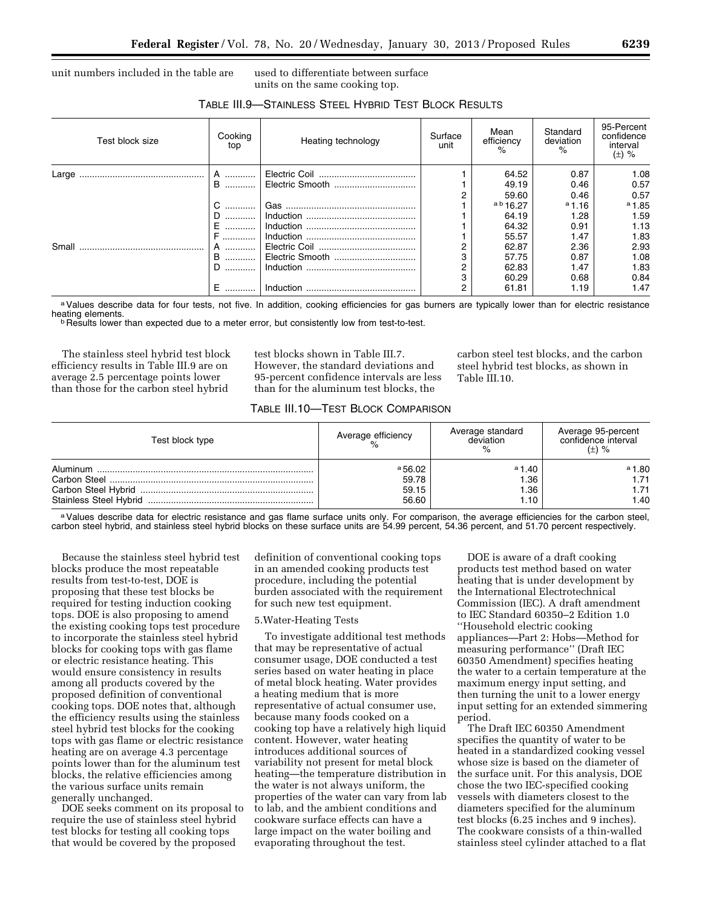unit numbers included in the table are used to differentiate between surface units on the same cooking top.

TABLE III.9—STAINLESS STEEL HYBRID TEST BLOCK RESULTS

| Test block size | Cooking top | Heating technology | Surface unit | Mean efficiency % | Standard deviation % | 95-Percent confidence interval (±) % |
|---|---|---|---|---|---|---|
| Large | A | Electric Coil | 1 | 64.52 | 0.87 | 1.08 |
| | B | Electric Smooth | 1 | 49.19 | 0.46 | 0.57 |
| | | | 2 | 59.60 | 0.46 | 0.57 |
| | C | Gas | 1 | [a b] 16.27 | [a] 1.16 | [a] 1.85 |
| | D | Induction | 1 | 64.19 | 1.28 | 1.59 |
| | E | Induction | 1 | 64.32 | 0.91 | 1.13 |
| | F | Induction | 1 | 55.57 | 1.47 | 1.83 |
| Small | A | Electric Coil | 2 | 62.87 | 2.36 | 2.93 |
| | B | Electric Smooth | 3 | 57.75 | 0.87 | 1.08 |
| | D | Induction | 2 | 62.83 | 1.47 | 1.83 |
| | | | 3 | 60.29 | 0.68 | 0.84 |
| | E | Induction | 2 | 61.81 | 1.19 | 1.47 |

[a] Values describe data for four tests, not five. In addition, cooking efficiencies for gas burners are typically lower than for electric resistance heating elements.
[b] Results lower than expected due to a meter error, but consistently low from test-to-test.

The stainless steel hybrid test block efficiency results in Table III.9 are on average 2.5 percentage points lower than those for the carbon steel hybrid test blocks shown in Table III.7. However, the standard deviations and 95-percent confidence intervals are less than for the aluminum test blocks, the carbon steel test blocks, and the carbon steel hybrid test blocks, as shown in Table III.10.

TABLE III.10—TEST BLOCK COMPARISON

| Test block type | Average efficiency % | Average standard deviation % | Average 95-percent confidence interval (±) % |
|---|---|---|---|
| Aluminum | [a] 56.02 | [a] 1.40 | [a] 1.80 |
| Carbon Steel | 59.78 | 1.36 | 1.71 |
| Carbon Steel Hybrid | 59.15 | 1.36 | 1.71 |
| Stainless Steel Hybrid | 56.60 | 1.10 | 1.40 |

[a] Values describe data for electric resistance and gas flame surface units only. For comparison, the average efficiencies for the carbon steel, carbon steel hybrid, and stainless steel hybrid blocks on these surface units are 54.99 percent, 54.36 percent, and 51.70 percent respectively.

Because the stainless steel hybrid test blocks produce the most repeatable results from test-to-test, DOE is proposing that these test blocks be required for testing induction cooking tops. DOE is also proposing to amend the existing cooking tops test procedure to incorporate the stainless steel hybrid blocks for cooking tops with gas flame or electric resistance heating. This would ensure consistency in results among all products covered by the proposed definition of conventional cooking tops. DOE notes that, although the efficiency results using the stainless steel hybrid test blocks for the cooking tops with gas flame or electric resistance heating are on average 4.3 percentage points lower than for the aluminum test blocks, the relative efficiencies among the various surface units remain generally unchanged.

DOE seeks comment on its proposal to require the use of stainless steel hybrid test blocks for testing all cooking tops that would be covered by the proposed definition of conventional cooking tops in an amended cooking products test procedure, including the potential burden associated with the requirement for such new test equipment.

5. Water-Heating Tests

To investigate additional test methods that may be representative of actual consumer usage, DOE conducted a test series based on water heating in place of metal block heating. Water provides a heating medium that is more representative of actual consumer use, because many foods cooked on a cooking top have a relatively high liquid content. However, water heating introduces additional sources of variability not present for metal block heating—the temperature distribution in the water is not always uniform, the properties of the water can vary from lab to lab, and the ambient conditions and cookware surface effects can have a large impact on the water boiling and evaporating throughout the test.

DOE is aware of a draft cooking products test method based on water heating that is under development by the International Electrotechnical Commission (IEC). A draft amendment to IEC Standard 60350–2 Edition 1.0 ''Household electric cooking appliances—Part 2: Hobs—Method for measuring performance'' (Draft IEC 60350 Amendment) specifies heating the water to a certain temperature at the maximum energy input setting, and then turning the unit to a lower energy input setting for an extended simmering period.

The Draft IEC 60350 Amendment specifies the quantity of water to be heated in a standardized cooking vessel whose size is based on the diameter of the surface unit. For this analysis, DOE chose the two IEC-specified cooking vessels with diameters closest to the diameters specified for the aluminum test blocks (6.25 inches and 9 inches). The cookware consists of a thin-walled stainless steel cylinder attached to a flat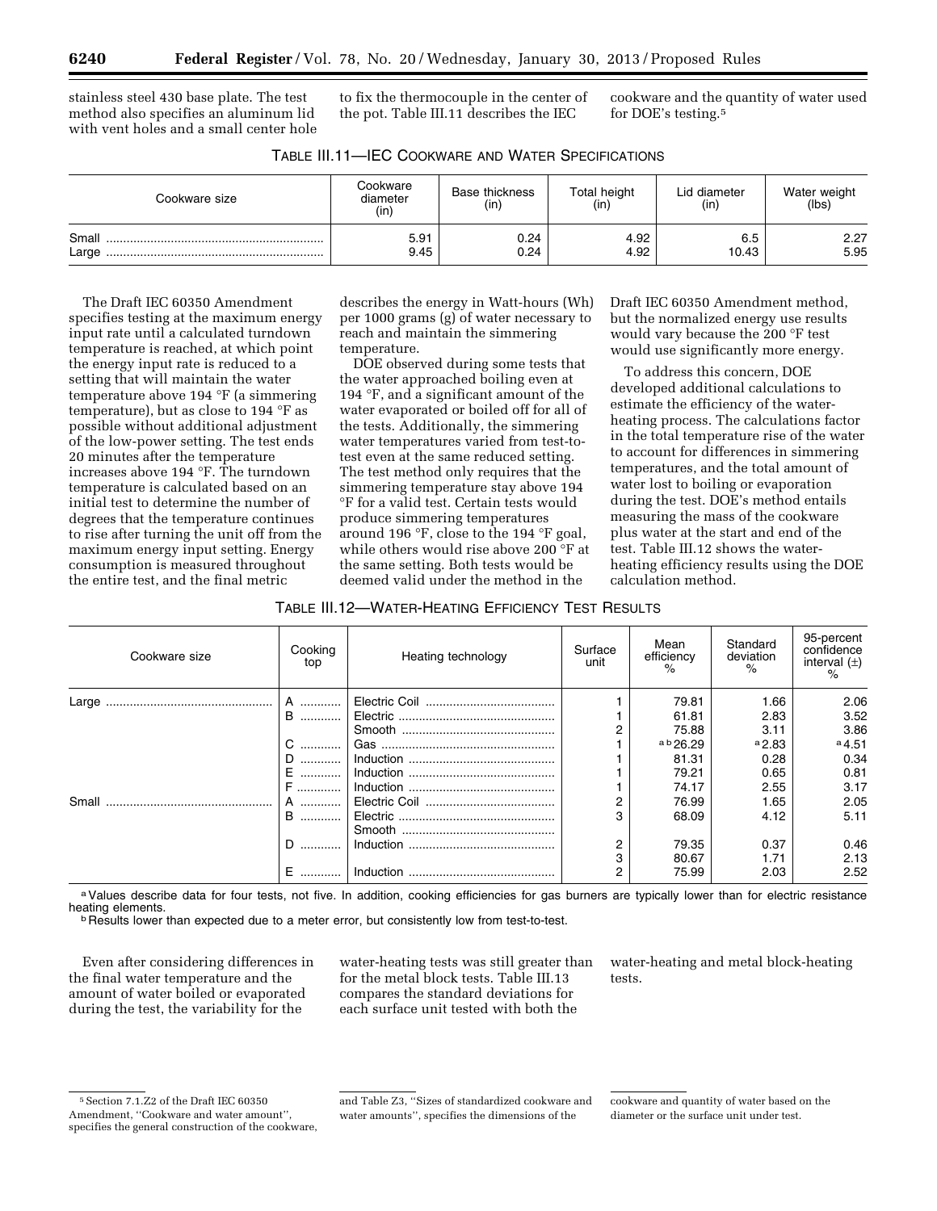stainless steel 430 base plate. The test method also specifies an aluminum lid with vent holes and a small center hole to fix the thermocouple in the center of the pot. Table III.11 describes the IEC cookware and the quantity of water used for DOE's testing.[5]

TABLE III.11—IEC COOKWARE AND WATER SPECIFICATIONS

| Cookware size | Cookware diameter (in) | Base thickness (in) | Total height (in) | Lid diameter (in) | Water weight (lbs) |
|---|---|---|---|---|---|
| Small | 5.91 | 0.24 | 4.92 | 6.5 | 2.27 |
| Large | 9.45 | 0.24 | 4.92 | 10.43 | 5.95 |

The Draft IEC 60350 Amendment specifies testing at the maximum energy input rate until a calculated turndown temperature is reached, at which point the energy input rate is reduced to a setting that will maintain the water temperature above 194 °F (a simmering temperature), but as close to 194 °F as possible without additional adjustment of the low-power setting. The test ends 20 minutes after the temperature increases above 194 °F. The turndown temperature is calculated based on an initial test to determine the number of degrees that the temperature continues to rise after turning the unit off from the maximum energy input setting. Energy consumption is measured throughout the entire test, and the final metric describes the energy in Watt-hours (Wh) per 1000 grams (g) of water necessary to reach and maintain the simmering temperature.

DOE observed during some tests that the water approached boiling even at 194 °F, and a significant amount of the water evaporated or boiled off for all of the tests. Additionally, the simmering water temperatures varied from test-to-test even at the same reduced setting. The test method only requires that the simmering temperature stay above 194 °F for a valid test. Certain tests would produce simmering temperatures around 196 °F, close to the 194 °F goal, while others would rise above 200 °F at the same setting. Both tests would be deemed valid under the method in the Draft IEC 60350 Amendment method, but the normalized energy use results would vary because the 200 °F test would use significantly more energy.

To address this concern, DOE developed additional calculations to estimate the efficiency of the water-heating process. The calculations factor in the total temperature rise of the water to account for differences in simmering temperatures, and the total amount of water lost to boiling or evaporation during the test. DOE's method entails measuring the mass of the cookware plus water at the start and end of the test. Table III.12 shows the water-heating efficiency results using the DOE calculation method.

TABLE III.12—WATER-HEATING EFFICIENCY TEST RESULTS

| Cookware size | Cooking top | Heating technology | Surface unit | Mean efficiency % | Standard deviation % | 95-percent confidence interval (±) % |
|---|---|---|---|---|---|---|
| Large | A | Electric Coil | 1 | 79.81 | 1.66 | 2.06 |
| | B | Electric Smooth | 1 | 61.81 | 2.83 | 3.52 |
| | | | 2 | 75.88 | 3.11 | 3.86 |
| | C | Gas | 1 | [a b]26.29 | [a]2.83 | [a]4.51 |
| | D | Induction | 1 | 81.31 | 0.28 | 0.34 |
| | E | Induction | 1 | 79.21 | 0.65 | 0.81 |
| | F | Induction | 1 | 74.17 | 2.55 | 3.17 |
| Small | A | Electric Coil | 2 | 76.99 | 1.65 | 2.05 |
| | B | Electric Smooth | 3 | 68.09 | 4.12 | 5.11 |
| | D | Induction | 2 | 79.35 | 0.37 | 0.46 |
| | | | 3 | 80.67 | 1.71 | 2.13 |
| | E | Induction | 2 | 75.99 | 2.03 | 2.52 |

[a] Values describe data for four tests, not five. In addition, cooking efficiencies for gas burners are typically lower than for electric resistance heating elements.

[b] Results lower than expected due to a meter error, but consistently low from test-to-test.

Even after considering differences in the final water temperature and the amount of water boiled or evaporated during the test, the variability for the water-heating tests was still greater than for the metal block tests. Table III.13 compares the standard deviations for each surface unit tested with both the water-heating and metal block-heating tests.

[5] Section 7.1.Z2 of the Draft IEC 60350 Amendment, "Cookware and water amount", specifies the general construction of the cookware, and Table Z3, "Sizes of standardized cookware and water amounts", specifies the dimensions of the cookware and quantity of water based on the diameter or the surface unit under test.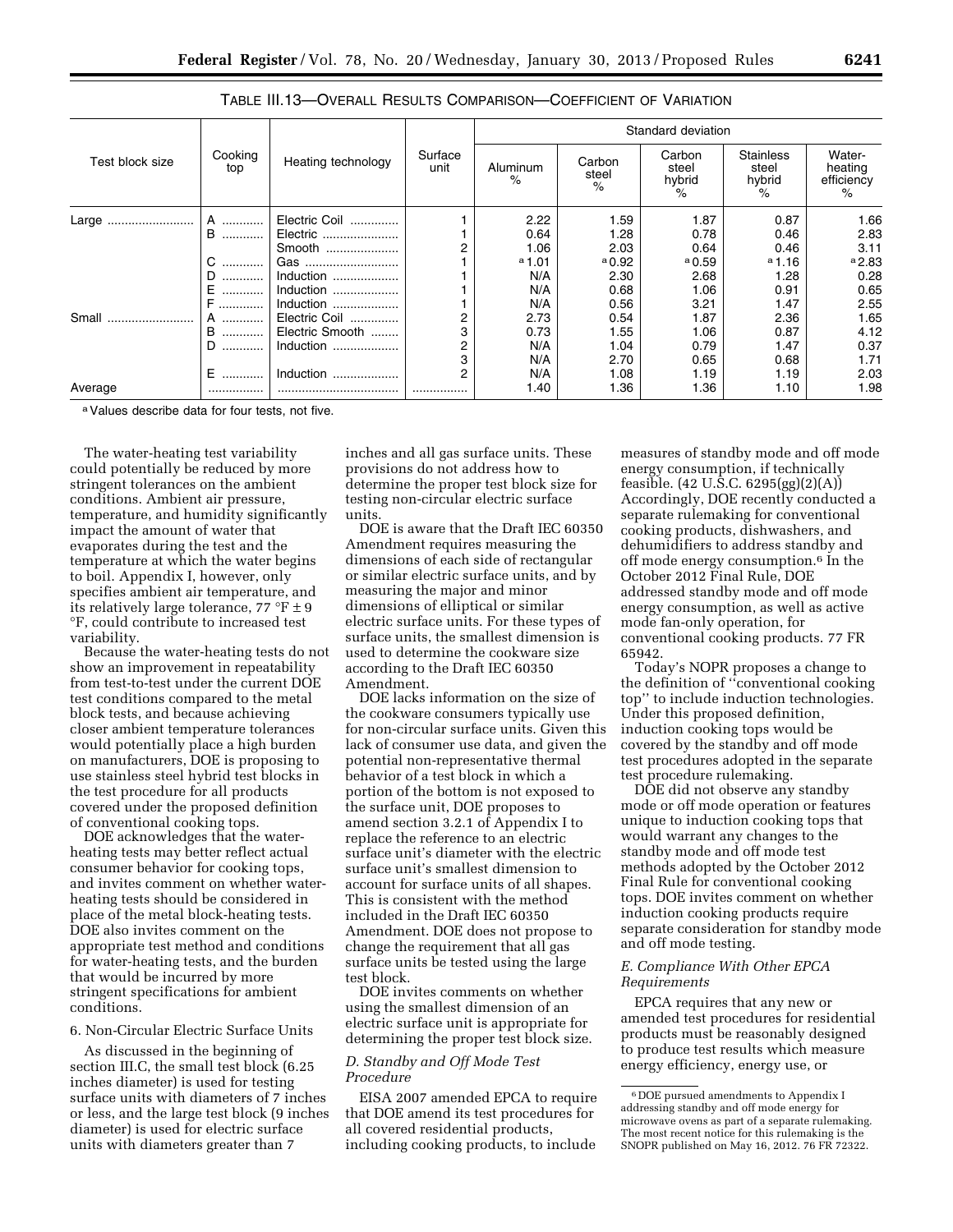TABLE III.13—OVERALL RESULTS COMPARISON—COEFFICIENT OF VARIATION

| Test block size | Cooking top | Heating technology | Surface unit | Standard deviation | | | | |
|---|---|---|---|---|---|---|---|---|
| | | | | Aluminum % | Carbon steel % | Carbon steel hybrid % | Stainless steel hybrid % | Water-heating efficiency % |
| Large | A | Electric Coil | 1 | 2.22 | 1.59 | 1.87 | 0.87 | 1.66 |
| | B | Electric | 1 | 0.64 | 1.28 | 0.78 | 0.46 | 2.83 |
| | | Smooth | 2 | 1.06 | 2.03 | 0.64 | 0.46 | 3.11 |
| | C | Gas | 1 | [a] 1.01 | [a] 0.92 | [a] 0.59 | [a] 1.16 | [a] 2.83 |
| | D | Induction | 1 | N/A | 2.30 | 2.68 | 1.28 | 0.28 |
| | E | Induction | 1 | N/A | 0.68 | 1.06 | 0.91 | 0.65 |
| | F | Induction | 1 | N/A | 0.56 | 3.21 | 1.47 | 2.55 |
| Small | A | Electric Coil | 2 | 2.73 | 0.54 | 1.87 | 2.36 | 1.65 |
| | B | Electric Smooth | 3 | 0.73 | 1.55 | 1.06 | 0.87 | 4.12 |
| | D | Induction | 2 | N/A | 1.04 | 0.79 | 1.47 | 0.37 |
| | | | 3 | N/A | 2.70 | 0.65 | 0.68 | 1.71 |
| | E | Induction | 2 | N/A | 1.08 | 1.19 | 1.19 | 2.03 |
| Average | | | | 1.40 | 1.36 | 1.36 | 1.10 | 1.98 |

[a] Values describe data for four tests, not five.

The water-heating test variability could potentially be reduced by more stringent tolerances on the ambient conditions. Ambient air pressure, temperature, and humidity significantly impact the amount of water that evaporates during the test and the temperature at which the water begins to boil. Appendix I, however, only specifies ambient air temperature, and its relatively large tolerance, 77 °F ± 9 °F, could contribute to increased test variability.

Because the water-heating tests do not show an improvement in repeatability from test-to-test under the current DOE test conditions compared to the metal block tests, and because achieving closer ambient temperature tolerances would potentially place a high burden on manufacturers, DOE is proposing to use stainless steel hybrid test blocks in the test procedure for all products covered under the proposed definition of conventional cooking tops.

DOE acknowledges that the water-heating tests may better reflect actual consumer behavior for cooking tops, and invites comment on whether water-heating tests should be considered in place of the metal block-heating tests. DOE also invites comment on the appropriate test method and conditions for water-heating tests, and the burden that would be incurred by more stringent specifications for ambient conditions.

6. Non-Circular Electric Surface Units

As discussed in the beginning of section III.C, the small test block (6.25 inches diameter) is used for testing surface units with diameters of 7 inches or less, and the large test block (9 inches diameter) is used for electric surface units with diameters greater than 7 inches and all gas surface units. These provisions do not address how to determine the proper test block size for testing non-circular electric surface units.

DOE is aware that the Draft IEC 60350 Amendment requires measuring the dimensions of each side of rectangular or similar electric surface units, and by measuring the major and minor dimensions of elliptical or similar electric surface units. For these types of surface units, the smallest dimension is used to determine the cookware size according to the Draft IEC 60350 Amendment.

DOE lacks information on the size of the cookware consumers typically use for non-circular surface units. Given this lack of consumer use data, and given the potential non-representative thermal behavior of a test block in which a portion of the bottom is not exposed to the surface unit, DOE proposes to amend section 3.2.1 of Appendix I to replace the reference to an electric surface unit's diameter with the electric surface unit's smallest dimension to account for surface units of all shapes. This is consistent with the method included in the Draft IEC 60350 Amendment. DOE does not propose to change the requirement that all gas surface units be tested using the large test block.

DOE invites comments on whether using the smallest dimension of an electric surface unit is appropriate for determining the proper test block size.

*D. Standby and Off Mode Test Procedure*

EISA 2007 amended EPCA to require that DOE amend its test procedures for all covered residential products, including cooking products, to include measures of standby mode and off mode energy consumption, if technically feasible. (42 U.S.C. 6295(gg)(2)(A)) Accordingly, DOE recently conducted a separate rulemaking for conventional cooking products, dishwashers, and dehumidifiers to address standby and off mode energy consumption.[6] In the October 2012 Final Rule, DOE addressed standby mode and off mode energy consumption, as well as active mode fan-only operation, for conventional cooking products. 77 FR 65942.

Today's NOPR proposes a change to the definition of ''conventional cooking top'' to include induction technologies. Under this proposed definition, induction cooking tops would be covered by the standby and off mode test procedures adopted in the separate test procedure rulemaking.

DOE did not observe any standby mode or off mode operation or features unique to induction cooking tops that would warrant any changes to the standby mode and off mode test methods adopted by the October 2012 Final Rule for conventional cooking tops. DOE invites comment on whether induction cooking products require separate consideration for standby mode and off mode testing.

*E. Compliance With Other EPCA Requirements*

EPCA requires that any new or amended test procedures for residential products must be reasonably designed to produce test results which measure energy efficiency, energy use, or

[6] DOE pursued amendments to Appendix I addressing standby and off mode energy for microwave ovens as part of a separate rulemaking. The most recent notice for this rulemaking is the SNOPR published on May 16, 2012. 76 FR 72322.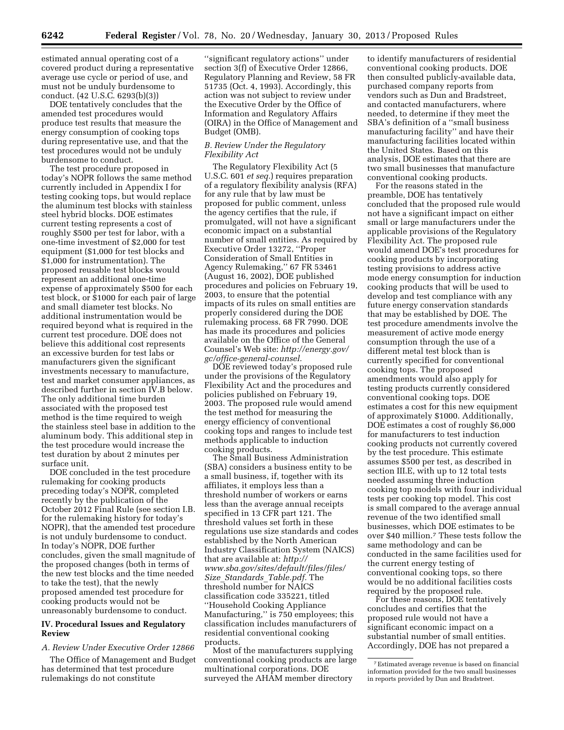estimated annual operating cost of a covered product during a representative average use cycle or period of use, and must not be unduly burdensome to conduct. (42 U.S.C. 6293(b)(3))

DOE tentatively concludes that the amended test procedures would produce test results that measure the energy consumption of cooking tops during representative use, and that the test procedures would not be unduly burdensome to conduct.

The test procedure proposed in today's NOPR follows the same method currently included in Appendix I for testing cooking tops, but would replace the aluminum test blocks with stainless steel hybrid blocks. DOE estimates current testing represents a cost of roughly $500 per test for labor, with a one-time investment of $2,000 for test equipment ($1,000 for test blocks and $1,000 for instrumentation). The proposed reusable test blocks would represent an additional one-time expense of approximately $500 for each test block, or $1000 for each pair of large and small diameter test blocks. No additional instrumentation would be required beyond what is required in the current test procedure. DOE does not believe this additional cost represents an excessive burden for test labs or manufacturers given the significant investments necessary to manufacture, test and market consumer appliances, as described further in section IV.B below. The only additional time burden associated with the proposed test method is the time required to weigh the stainless steel base in addition to the aluminum body. This additional step in the test procedure would increase the test duration by about 2 minutes per surface unit.

DOE concluded in the test procedure rulemaking for cooking products preceding today's NOPR, completed recently by the publication of the October 2012 Final Rule (see section I.B. for the rulemaking history for today's NOPR), that the amended test procedure is not unduly burdensome to conduct. In today's NOPR, DOE further concludes, given the small magnitude of the proposed changes (both in terms of the new test blocks and the time needed to take the test), that the newly proposed amended test procedure for cooking products would not be unreasonably burdensome to conduct.

## IV. Procedural Issues and Regulatory Review

### A. Review Under Executive Order 12866

The Office of Management and Budget has determined that test procedure rulemakings do not constitute ''significant regulatory actions'' under section 3(f) of Executive Order 12866, Regulatory Planning and Review, 58 FR 51735 (Oct. 4, 1993). Accordingly, this action was not subject to review under the Executive Order by the Office of Information and Regulatory Affairs (OIRA) in the Office of Management and Budget (OMB).

### B. Review Under the Regulatory Flexibility Act

The Regulatory Flexibility Act (5 U.S.C. 601 *et seq.*) requires preparation of a regulatory flexibility analysis (RFA) for any rule that by law must be proposed for public comment, unless the agency certifies that the rule, if promulgated, will not have a significant economic impact on a substantial number of small entities. As required by Executive Order 13272, ''Proper Consideration of Small Entities in Agency Rulemaking,'' 67 FR 53461 (August 16, 2002), DOE published procedures and policies on February 19, 2003, to ensure that the potential impacts of its rules on small entities are properly considered during the DOE rulemaking process. 68 FR 7990. DOE has made its procedures and policies available on the Office of the General Counsel's Web site: *http://energy.gov/gc/office-general-counsel.*

DOE reviewed today's proposed rule under the provisions of the Regulatory Flexibility Act and the procedures and policies published on February 19, 2003. The proposed rule would amend the test method for measuring the energy efficiency of conventional cooking tops and ranges to include test methods applicable to induction cooking products.

The Small Business Administration (SBA) considers a business entity to be a small business, if, together with its affiliates, it employs less than a threshold number of workers or earns less than the average annual receipts specified in 13 CFR part 121. The threshold values set forth in these regulations use size standards and codes established by the North American Industry Classification System (NAICS) that are available at: *http://www.sba.gov/sites/default/files/files/Size_Standards_Table.pdf.* The threshold number for NAICS classification code 335221, titled ''Household Cooking Appliance Manufacturing,'' is 750 employees; this classification includes manufacturers of residential conventional cooking products.

Most of the manufacturers supplying conventional cooking products are large multinational corporations. DOE surveyed the AHAM member directory to identify manufacturers of residential conventional cooking products. DOE then consulted publicly-available data, purchased company reports from vendors such as Dun and Bradstreet, and contacted manufacturers, where needed, to determine if they meet the SBA's definition of a ''small business manufacturing facility'' and have their manufacturing facilities located within the United States. Based on this analysis, DOE estimates that there are two small businesses that manufacture conventional cooking products.

For the reasons stated in the preamble, DOE has tentatively concluded that the proposed rule would not have a significant impact on either small or large manufacturers under the applicable provisions of the Regulatory Flexibility Act. The proposed rule would amend DOE's test procedures for cooking products by incorporating testing provisions to address active mode energy consumption for induction cooking products that will be used to develop and test compliance with any future energy conservation standards that may be established by DOE. The test procedure amendments involve the measurement of active mode energy consumption through the use of a different metal test block than is currently specified for conventional cooking tops. The proposed amendments would also apply for testing products currently considered conventional cooking tops. DOE estimates a cost for this new equipment of approximately $1000. Additionally, DOE estimates a cost of roughly $6,000 for manufacturers to test induction cooking products not currently covered by the test procedure. This estimate assumes $500 per test, as described in section III.E, with up to 12 total tests needed assuming three induction cooking top models with four individual tests per cooking top model. This cost is small compared to the average annual revenue of the two identified small businesses, which DOE estimates to be over $40 million.[7] These tests follow the same methodology and can be conducted in the same facilities used for the current energy testing of conventional cooking tops, so there would be no additional facilities costs required by the proposed rule.

For these reasons, DOE tentatively concludes and certifies that the proposed rule would not have a significant economic impact on a substantial number of small entities. Accordingly, DOE has not prepared a

[7] Estimated average revenue is based on financial information provided for the two small businesses in reports provided by Dun and Bradstreet.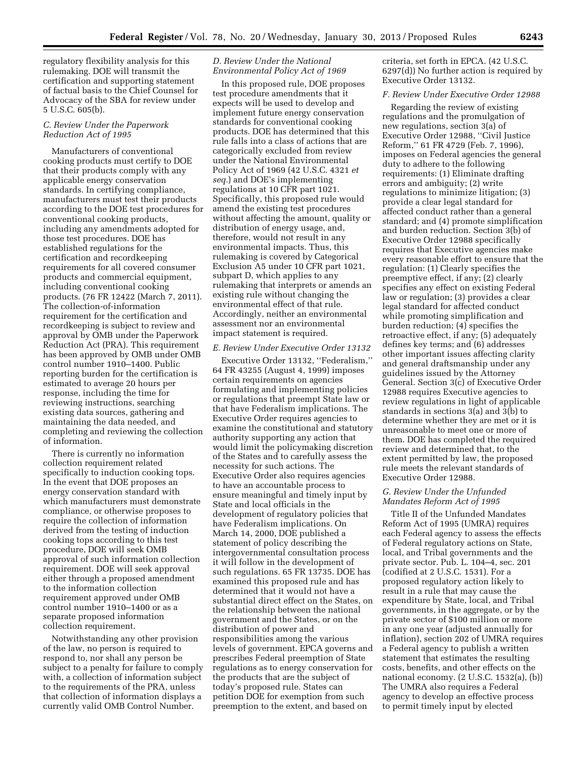regulatory flexibility analysis for this rulemaking. DOE will transmit the certification and supporting statement of factual basis to the Chief Counsel for Advocacy of the SBA for review under 5 U.S.C. 605(b).

### C. Review Under the Paperwork Reduction Act of 1995

Manufacturers of conventional cooking products must certify to DOE that their products comply with any applicable energy conservation standards. In certifying compliance, manufacturers must test their products according to the DOE test procedures for conventional cooking products, including any amendments adopted for those test procedures. DOE has established regulations for the certification and recordkeeping requirements for all covered consumer products and commercial equipment, including conventional cooking products. (76 FR 12422 (March 7, 2011). The collection-of-information requirement for the certification and recordkeeping is subject to review and approval by OMB under the Paperwork Reduction Act (PRA). This requirement has been approved by OMB under OMB control number 1910–1400. Public reporting burden for the certification is estimated to average 20 hours per response, including the time for reviewing instructions, searching existing data sources, gathering and maintaining the data needed, and completing and reviewing the collection of information.

There is currently no information collection requirement related specifically to induction cooking tops. In the event that DOE proposes an energy conservation standard with which manufacturers must demonstrate compliance, or otherwise proposes to require the collection of information derived from the testing of induction cooking tops according to this test procedure, DOE will seek OMB approval of such information collection requirement. DOE will seek approval either through a proposed amendment to the information collection requirement approved under OMB control number 1910–1400 or as a separate proposed information collection requirement.

Notwithstanding any other provision of the law, no person is required to respond to, nor shall any person be subject to a penalty for failure to comply with, a collection of information subject to the requirements of the PRA, unless that collection of information displays a currently valid OMB Control Number.

### D. Review Under the National Environmental Policy Act of 1969

In this proposed rule, DOE proposes test procedure amendments that it expects will be used to develop and implement future energy conservation standards for conventional cooking products. DOE has determined that this rule falls into a class of actions that are categorically excluded from review under the National Environmental Policy Act of 1969 (42 U.S.C. 4321 *et seq.*) and DOE's implementing regulations at 10 CFR part 1021. Specifically, this proposed rule would amend the existing test procedures without affecting the amount, quality or distribution of energy usage, and, therefore, would not result in any environmental impacts. Thus, this rulemaking is covered by Categorical Exclusion A5 under 10 CFR part 1021, subpart D, which applies to any rulemaking that interprets or amends an existing rule without changing the environmental effect of that rule. Accordingly, neither an environmental assessment nor an environmental impact statement is required.

### E. Review Under Executive Order 13132

Executive Order 13132, ''Federalism,'' 64 FR 43255 (August 4, 1999) imposes certain requirements on agencies formulating and implementing policies or regulations that preempt State law or that have Federalism implications. The Executive Order requires agencies to examine the constitutional and statutory authority supporting any action that would limit the policymaking discretion of the States and to carefully assess the necessity for such actions. The Executive Order also requires agencies to have an accountable process to ensure meaningful and timely input by State and local officials in the development of regulatory policies that have Federalism implications. On March 14, 2000, DOE published a statement of policy describing the intergovernmental consultation process it will follow in the development of such regulations. 65 FR 13735. DOE has examined this proposed rule and has determined that it would not have a substantial direct effect on the States, on the relationship between the national government and the States, or on the distribution of power and responsibilities among the various levels of government. EPCA governs and prescribes Federal preemption of State regulations as to energy conservation for the products that are the subject of today's proposed rule. States can petition DOE for exemption from such preemption to the extent, and based on criteria, set forth in EPCA. (42 U.S.C. 6297(d)) No further action is required by Executive Order 13132.

### F. Review Under Executive Order 12988

Regarding the review of existing regulations and the promulgation of new regulations, section 3(a) of Executive Order 12988, ''Civil Justice Reform,'' 61 FR 4729 (Feb. 7, 1996), imposes on Federal agencies the general duty to adhere to the following requirements: (1) Eliminate drafting errors and ambiguity; (2) write regulations to minimize litigation; (3) provide a clear legal standard for affected conduct rather than a general standard; and (4) promote simplification and burden reduction. Section 3(b) of Executive Order 12988 specifically requires that Executive agencies make every reasonable effort to ensure that the regulation: (1) Clearly specifies the preemptive effect, if any; (2) clearly specifies any effect on existing Federal law or regulation; (3) provides a clear legal standard for affected conduct while promoting simplification and burden reduction; (4) specifies the retroactive effect, if any; (5) adequately defines key terms; and (6) addresses other important issues affecting clarity and general draftsmanship under any guidelines issued by the Attorney General. Section 3(c) of Executive Order 12988 requires Executive agencies to review regulations in light of applicable standards in sections 3(a) and 3(b) to determine whether they are met or it is unreasonable to meet one or more of them. DOE has completed the required review and determined that, to the extent permitted by law, the proposed rule meets the relevant standards of Executive Order 12988.

### G. Review Under the Unfunded Mandates Reform Act of 1995

Title II of the Unfunded Mandates Reform Act of 1995 (UMRA) requires each Federal agency to assess the effects of Federal regulatory actions on State, local, and Tribal governments and the private sector. Pub. L. 104–4, sec. 201 (codified at 2 U.S.C. 1531). For a proposed regulatory action likely to result in a rule that may cause the expenditure by State, local, and Tribal governments, in the aggregate, or by the private sector of $100 million or more in any one year (adjusted annually for inflation), section 202 of UMRA requires a Federal agency to publish a written statement that estimates the resulting costs, benefits, and other effects on the national economy. (2 U.S.C. 1532(a), (b)) The UMRA also requires a Federal agency to develop an effective process to permit timely input by elected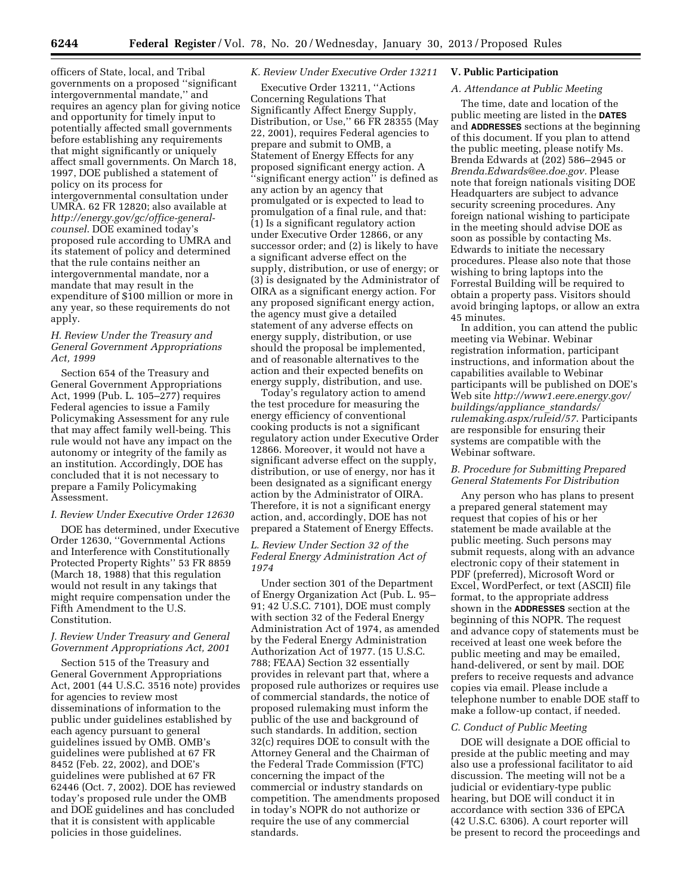officers of State, local, and Tribal governments on a proposed "significant intergovernmental mandate," and requires an agency plan for giving notice and opportunity for timely input to potentially affected small governments before establishing any requirements that might significantly or uniquely affect small governments. On March 18, 1997, DOE published a statement of policy on its process for intergovernmental consultation under UMRA. 62 FR 12820; also available at *http://energy.gov/gc/office-general-counsel*. DOE examined today's proposed rule according to UMRA and its statement of policy and determined that the rule contains neither an intergovernmental mandate, nor a mandate that may result in the expenditure of $100 million or more in any year, so these requirements do not apply.

### *H. Review Under the Treasury and General Government Appropriations Act, 1999*

Section 654 of the Treasury and General Government Appropriations Act, 1999 (Pub. L. 105–277) requires Federal agencies to issue a Family Policymaking Assessment for any rule that may affect family well-being. This rule would not have any impact on the autonomy or integrity of the family as an institution. Accordingly, DOE has concluded that it is not necessary to prepare a Family Policymaking Assessment.

### *I. Review Under Executive Order 12630*

DOE has determined, under Executive Order 12630, "Governmental Actions and Interference with Constitutionally Protected Property Rights" 53 FR 8859 (March 18, 1988) that this regulation would not result in any takings that might require compensation under the Fifth Amendment to the U.S. Constitution.

### *J. Review Under Treasury and General Government Appropriations Act, 2001*

Section 515 of the Treasury and General Government Appropriations Act, 2001 (44 U.S.C. 3516 note) provides for agencies to review most disseminations of information to the public under guidelines established by each agency pursuant to general guidelines issued by OMB. OMB's guidelines were published at 67 FR 8452 (Feb. 22, 2002), and DOE's guidelines were published at 67 FR 62446 (Oct. 7, 2002). DOE has reviewed today's proposed rule under the OMB and DOE guidelines and has concluded that it is consistent with applicable policies in those guidelines.

### *K. Review Under Executive Order 13211*

Executive Order 13211, "Actions Concerning Regulations That Significantly Affect Energy Supply, Distribution, or Use," 66 FR 28355 (May 22, 2001), requires Federal agencies to prepare and submit to OMB, a Statement of Energy Effects for any proposed significant energy action. A "significant energy action" is defined as any action by an agency that promulgated or is expected to lead to promulgation of a final rule, and that: (1) Is a significant regulatory action under Executive Order 12866, or any successor order; and (2) is likely to have a significant adverse effect on the supply, distribution, or use of energy; or (3) is designated by the Administrator of OIRA as a significant energy action. For any proposed significant energy action, the agency must give a detailed statement of any adverse effects on energy supply, distribution, or use should the proposal be implemented, and of reasonable alternatives to the action and their expected benefits on energy supply, distribution, and use.

Today's regulatory action to amend the test procedure for measuring the energy efficiency of conventional cooking products is not a significant regulatory action under Executive Order 12866. Moreover, it would not have a significant adverse effect on the supply, distribution, or use of energy, nor has it been designated as a significant energy action by the Administrator of OIRA. Therefore, it is not a significant energy action, and, accordingly, DOE has not prepared a Statement of Energy Effects.

### *L. Review Under Section 32 of the Federal Energy Administration Act of 1974*

Under section 301 of the Department of Energy Organization Act (Pub. L. 95–91; 42 U.S.C. 7101), DOE must comply with section 32 of the Federal Energy Administration Act of 1974, as amended by the Federal Energy Administration Authorization Act of 1977. (15 U.S.C. 788; FEAA) Section 32 essentially provides in relevant part that, where a proposed rule authorizes or requires use of commercial standards, the notice of proposed rulemaking must inform the public of the use and background of such standards. In addition, section 32(c) requires DOE to consult with the Attorney General and the Chairman of the Federal Trade Commission (FTC) concerning the impact of the commercial or industry standards on competition. The amendments proposed in today's NOPR do not authorize or require the use of any commercial standards.

## V. Public Participation

### *A. Attendance at Public Meeting*

The time, date and location of the public meeting are listed in the **DATES** and **ADDRESSES** sections at the beginning of this document. If you plan to attend the public meeting, please notify Ms. Brenda Edwards at (202) 586–2945 or *Brenda.Edwards@ee.doe.gov*. Please note that foreign nationals visiting DOE Headquarters are subject to advance security screening procedures. Any foreign national wishing to participate in the meeting should advise DOE as soon as possible by contacting Ms. Edwards to initiate the necessary procedures. Please also note that those wishing to bring laptops into the Forrestal Building will be required to obtain a property pass. Visitors should avoid bringing laptops, or allow an extra 45 minutes.

In addition, you can attend the public meeting via Webinar. Webinar registration information, participant instructions, and information about the capabilities available to Webinar participants will be published on DOE's Web site *http://www1.eere.energy.gov/buildings/appliance_standards/rulemaking.aspx/ruleid/57*. Participants are responsible for ensuring their systems are compatible with the Webinar software.

### *B. Procedure for Submitting Prepared General Statements For Distribution*

Any person who has plans to present a prepared general statement may request that copies of his or her statement be made available at the public meeting. Such persons may submit requests, along with an advance electronic copy of their statement in PDF (preferred), Microsoft Word or Excel, WordPerfect, or text (ASCII) file format, to the appropriate address shown in the **ADDRESSES** section at the beginning of this NOPR. The request and advance copy of statements must be received at least one week before the public meeting and may be emailed, hand-delivered, or sent by mail. DOE prefers to receive requests and advance copies via email. Please include a telephone number to enable DOE staff to make a follow-up contact, if needed.

### *C. Conduct of Public Meeting*

DOE will designate a DOE official to preside at the public meeting and may also use a professional facilitator to aid discussion. The meeting will not be a judicial or evidentiary-type public hearing, but DOE will conduct it in accordance with section 336 of EPCA (42 U.S.C. 6306). A court reporter will be present to record the proceedings and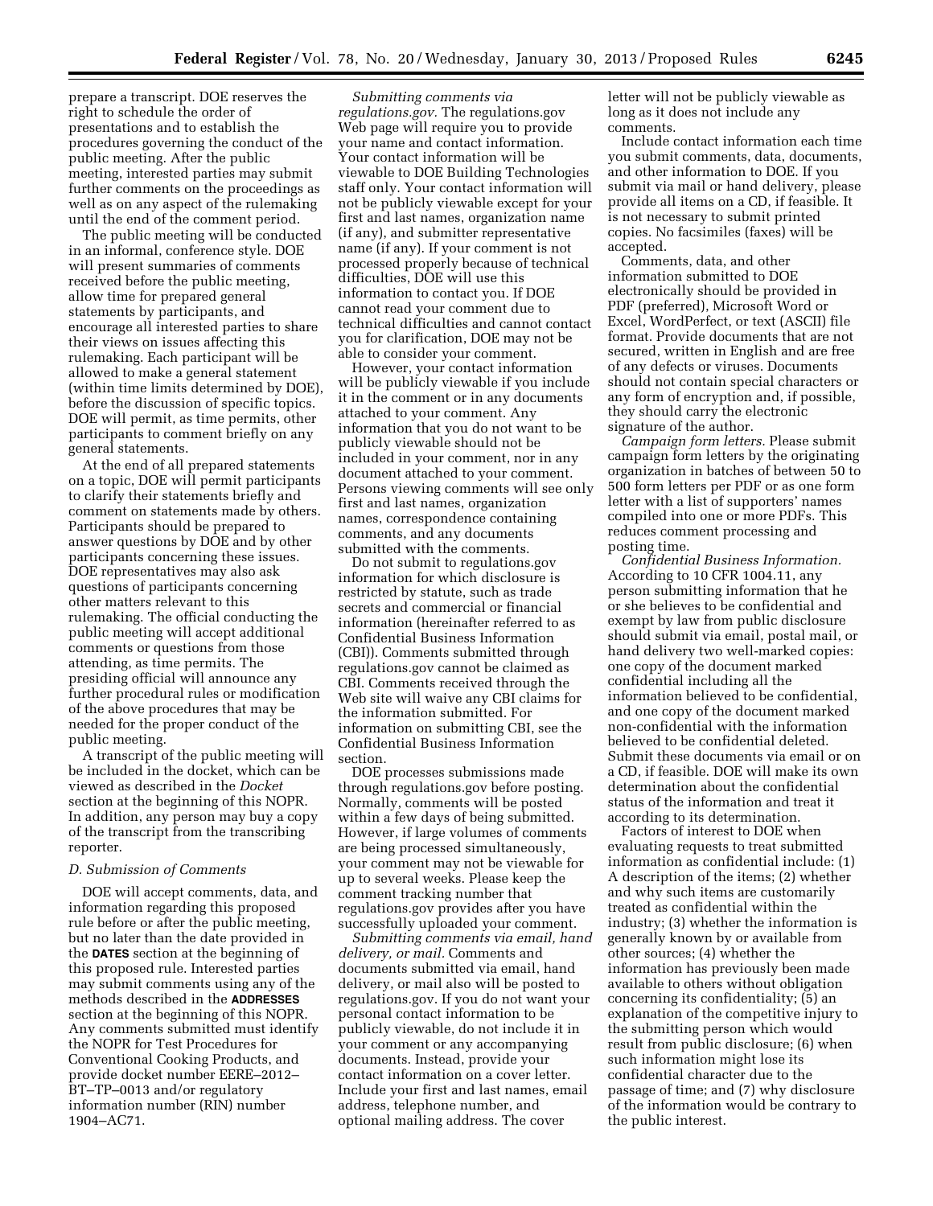prepare a transcript. DOE reserves the right to schedule the order of presentations and to establish the procedures governing the conduct of the public meeting. After the public meeting, interested parties may submit further comments on the proceedings as well as on any aspect of the rulemaking until the end of the comment period.

The public meeting will be conducted in an informal, conference style. DOE will present summaries of comments received before the public meeting, allow time for prepared general statements by participants, and encourage all interested parties to share their views on issues affecting this rulemaking. Each participant will be allowed to make a general statement (within time limits determined by DOE), before the discussion of specific topics. DOE will permit, as time permits, other participants to comment briefly on any general statements.

At the end of all prepared statements on a topic, DOE will permit participants to clarify their statements briefly and comment on statements made by others. Participants should be prepared to answer questions by DOE and by other participants concerning these issues. DOE representatives may also ask questions of participants concerning other matters relevant to this rulemaking. The official conducting the public meeting will accept additional comments or questions from those attending, as time permits. The presiding official will announce any further procedural rules or modification of the above procedures that may be needed for the proper conduct of the public meeting.

A transcript of the public meeting will be included in the docket, which can be viewed as described in the *Docket* section at the beginning of this NOPR. In addition, any person may buy a copy of the transcript from the transcribing reporter.

### *D. Submission of Comments*

DOE will accept comments, data, and information regarding this proposed rule before or after the public meeting, but no later than the date provided in the **DATES** section at the beginning of this proposed rule. Interested parties may submit comments using any of the methods described in the **ADDRESSES** section at the beginning of this NOPR. Any comments submitted must identify the NOPR for Test Procedures for Conventional Cooking Products, and provide docket number EERE–2012–BT–TP–0013 and/or regulatory information number (RIN) number 1904–AC71.

*Submitting comments via regulations.gov.* The regulations.gov Web page will require you to provide your name and contact information. Your contact information will be viewable to DOE Building Technologies staff only. Your contact information will not be publicly viewable except for your first and last names, organization name (if any), and submitter representative name (if any). If your comment is not processed properly because of technical difficulties, DOE will use this information to contact you. If DOE cannot read your comment due to technical difficulties and cannot contact you for clarification, DOE may not be able to consider your comment.

However, your contact information will be publicly viewable if you include it in the comment or in any documents attached to your comment. Any information that you do not want to be publicly viewable should not be included in your comment, nor in any document attached to your comment. Persons viewing comments will see only first and last names, organization names, correspondence containing comments, and any documents submitted with the comments.

Do not submit to regulations.gov information for which disclosure is restricted by statute, such as trade secrets and commercial or financial information (hereinafter referred to as Confidential Business Information (CBI)). Comments submitted through regulations.gov cannot be claimed as CBI. Comments received through the Web site will waive any CBI claims for the information submitted. For information on submitting CBI, see the Confidential Business Information section.

DOE processes submissions made through regulations.gov before posting. Normally, comments will be posted within a few days of being submitted. However, if large volumes of comments are being processed simultaneously, your comment may not be viewable for up to several weeks. Please keep the comment tracking number that regulations.gov provides after you have successfully uploaded your comment.

*Submitting comments via email, hand delivery, or mail.* Comments and documents submitted via email, hand delivery, or mail also will be posted to regulations.gov. If you do not want your personal contact information to be publicly viewable, do not include it in your comment or any accompanying documents. Instead, provide your contact information on a cover letter. Include your first and last names, email address, telephone number, and optional mailing address. The cover letter will not be publicly viewable as long as it does not include any comments.

Include contact information each time you submit comments, data, documents, and other information to DOE. If you submit via mail or hand delivery, please provide all items on a CD, if feasible. It is not necessary to submit printed copies. No facsimiles (faxes) will be accepted.

Comments, data, and other information submitted to DOE electronically should be provided in PDF (preferred), Microsoft Word or Excel, WordPerfect, or text (ASCII) file format. Provide documents that are not secured, written in English and are free of any defects or viruses. Documents should not contain special characters or any form of encryption and, if possible, they should carry the electronic signature of the author.

*Campaign form letters.* Please submit campaign form letters by the originating organization in batches of between 50 to 500 form letters per PDF or as one form letter with a list of supporters' names compiled into one or more PDFs. This reduces comment processing and posting time.

*Confidential Business Information.* According to 10 CFR 1004.11, any person submitting information that he or she believes to be confidential and exempt by law from public disclosure should submit via email, postal mail, or hand delivery two well-marked copies: one copy of the document marked confidential including all the information believed to be confidential, and one copy of the document marked non-confidential with the information believed to be confidential deleted. Submit these documents via email or on a CD, if feasible. DOE will make its own determination about the confidential status of the information and treat it according to its determination.

Factors of interest to DOE when evaluating requests to treat submitted information as confidential include: (1) A description of the items; (2) whether and why such items are customarily treated as confidential within the industry; (3) whether the information is generally known by or available from other sources; (4) whether the information has previously been made available to others without obligation concerning its confidentiality; (5) an explanation of the competitive injury to the submitting person which would result from public disclosure; (6) when such information might lose its confidential character due to the passage of time; and (7) why disclosure of the information would be contrary to the public interest.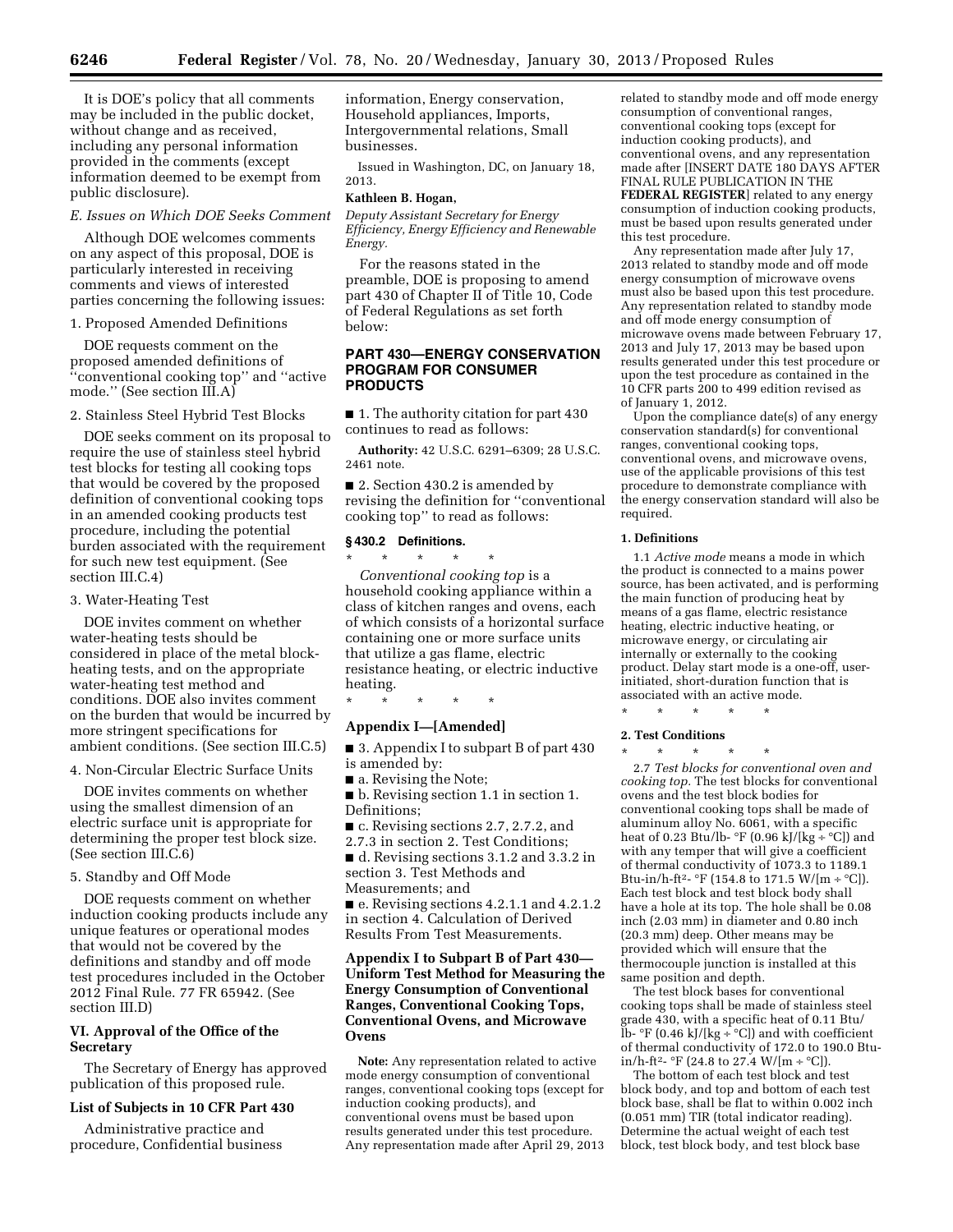It is DOE's policy that all comments may be included in the public docket, without change and as received, including any personal information provided in the comments (except information deemed to be exempt from public disclosure).

*E. Issues on Which DOE Seeks Comment*

Although DOE welcomes comments on any aspect of this proposal, DOE is particularly interested in receiving comments and views of interested parties concerning the following issues:

1. Proposed Amended Definitions

DOE requests comment on the proposed amended definitions of ''conventional cooking top'' and ''active mode.'' (See section III.A)

2. Stainless Steel Hybrid Test Blocks

DOE seeks comment on its proposal to require the use of stainless steel hybrid test blocks for testing all cooking tops that would be covered by the proposed definition of conventional cooking tops in an amended cooking products test procedure, including the potential burden associated with the requirement for such new test equipment. (See section III.C.4)

3. Water-Heating Test

DOE invites comment on whether water-heating tests should be considered in place of the metal block-heating tests, and on the appropriate water-heating test method and conditions. DOE also invites comment on the burden that would be incurred by more stringent specifications for ambient conditions. (See section III.C.5)

4. Non-Circular Electric Surface Units

DOE invites comments on whether using the smallest dimension of an electric surface unit is appropriate for determining the proper test block size. (See section III.C.6)

5. Standby and Off Mode

DOE requests comment on whether induction cooking products include any unique features or operational modes that would not be covered by the definitions and standby and off mode test procedures included in the October 2012 Final Rule. 77 FR 65942. (See section III.D)

## VI. Approval of the Office of the Secretary

The Secretary of Energy has approved publication of this proposed rule.

### List of Subjects in 10 CFR Part 430

Administrative practice and procedure, Confidential business information, Energy conservation, Household appliances, Imports, Intergovernmental relations, Small businesses.

Issued in Washington, DC, on January 18, 2013.

**Kathleen B. Hogan,**

*Deputy Assistant Secretary for Energy Efficiency, Energy Efficiency and Renewable Energy.*

For the reasons stated in the preamble, DOE is proposing to amend part 430 of Chapter II of Title 10, Code of Federal Regulations as set forth below:

## PART 430—ENERGY CONSERVATION PROGRAM FOR CONSUMER PRODUCTS

■ 1. The authority citation for part 430 continues to read as follows:

**Authority:** 42 U.S.C. 6291–6309; 28 U.S.C. 2461 note.

■ 2. Section 430.2 is amended by revising the definition for ''conventional cooking top'' to read as follows:

### § 430.2 Definitions.

\* \* \* \* \*

*Conventional cooking top* is a household cooking appliance within a class of kitchen ranges and ovens, each of which consists of a horizontal surface containing one or more surface units that utilize a gas flame, electric resistance heating, or electric inductive heating.

\* \* \* \* \*

### Appendix I—[Amended]

■ 3. Appendix I to subpart B of part 430 is amended by:

■ a. Revising the Note;

■ b. Revising section 1.1 in section 1. Definitions;

■ c. Revising sections 2.7, 2.7.2, and 2.7.3 in section 2. Test Conditions;

■ d. Revising sections 3.1.2 and 3.3.2 in section 3. Test Methods and Measurements; and

■ e. Revising sections 4.2.1.1 and 4.2.1.2 in section 4. Calculation of Derived Results From Test Measurements.

### Appendix I to Subpart B of Part 430—Uniform Test Method for Measuring the Energy Consumption of Conventional Ranges, Conventional Cooking Tops, Conventional Ovens, and Microwave Ovens

**Note:** Any representation related to active mode energy consumption of conventional ranges, conventional cooking tops (except for induction cooking products), and conventional ovens must be based upon results generated under this test procedure. Any representation made after April 29, 2013 related to standby mode and off mode energy consumption of conventional ranges, conventional cooking tops (except for induction cooking products), and conventional ovens, and any representation made after [INSERT DATE 180 DAYS AFTER FINAL RULE PUBLICATION IN THE **FEDERAL REGISTER**] related to any energy consumption of induction cooking products, must be based upon results generated under this test procedure.

Any representation made after July 17, 2013 related to standby mode and off mode energy consumption of microwave ovens must also be based upon this test procedure. Any representation related to standby mode and off mode energy consumption of microwave ovens made between February 17, 2013 and July 17, 2013 may be based upon results generated under this test procedure or upon the test procedure as contained in the 10 CFR parts 200 to 499 edition revised as of January 1, 2012.

Upon the compliance date(s) of any energy conservation standard(s) for conventional ranges, conventional cooking tops, conventional ovens, and microwave ovens, use of the applicable provisions of this test procedure to demonstrate compliance with the energy conservation standard will also be required.

**1. Definitions**

1.1 *Active mode* means a mode in which the product is connected to a mains power source, has been activated, and is performing the main function of producing heat by means of a gas flame, electric resistance heating, electric inductive heating, or microwave energy, or circulating air internally or externally to the cooking product. Delay start mode is a one-off, user-initiated, short-duration function that is associated with an active mode.

\* \* \* \* \*

**2. Test Conditions**

\* \* \* \* \*

2.7 *Test blocks for conventional oven and cooking top.* The test blocks for conventional ovens and the test block bodies for conventional cooking tops shall be made of aluminum alloy No. 6061, with a specific heat of 0.23 Btu/lb- °F (0.96 kJ/[kg ÷ °C]) and with any temper that will give a coefficient of thermal conductivity of 1073.3 to 1189.1 Btu-in/h-ft$^2$- °F (154.8 to 171.5 W/[m ÷ °C]). Each test block and test block body shall have a hole at its top. The hole shall be 0.08 inch (2.03 mm) in diameter and 0.80 inch (20.3 mm) deep. Other means may be provided which will ensure that the thermocouple junction is installed at this same position and depth.

The test block bases for conventional cooking tops shall be made of stainless steel grade 430, with a specific heat of 0.11 Btu/lb- °F (0.46 kJ/[kg ÷ °C]) and with coefficient of thermal conductivity of 172.0 to 190.0 Btu-in/h-ft$^2$- °F (24.8 to 27.4 W/[m ÷ °C]).

The bottom of each test block and test block body, and top and bottom of each test block base, shall be flat to within 0.002 inch (0.051 mm) TIR (total indicator reading). Determine the actual weight of each test block, test block body, and test block base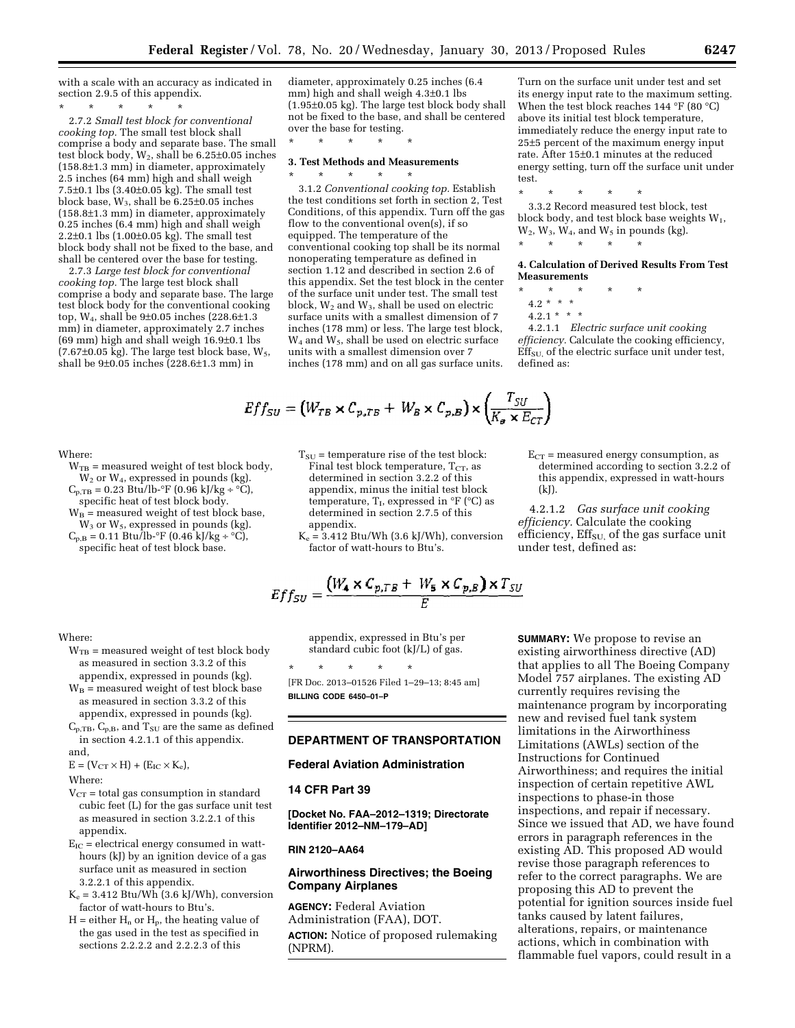with a scale with an accuracy as indicated in section 2.9.5 of this appendix.

* * * * *

2.7.2 *Small test block for conventional cooking top.* The small test block shall comprise a body and separate base. The small test block body, $W_2$, shall be 6.25±0.05 inches (158.8±1.3 mm) in diameter, approximately 2.5 inches (64 mm) high and shall weigh 7.5±0.1 lbs (3.40±0.05 kg). The small test block base, $W_3$, shall be 6.25±0.05 inches (158.8±1.3 mm) in diameter, approximately 0.25 inches (6.4 mm) high and shall weigh 2.2±0.1 lbs (1.00±0.05 kg). The small test block body shall not be fixed to the base, and shall be centered over the base for testing.

2.7.3 *Large test block for conventional cooking top.* The large test block shall comprise a body and separate base. The large test block body for the conventional cooking top, $W_4$, shall be 9±0.05 inches (228.6±1.3 mm) in diameter, approximately 2.7 inches (69 mm) high and shall weigh 16.9±0.1 lbs (7.67±0.05 kg). The large test block base, $W_5$, shall be 9±0.05 inches (228.6±1.3 mm) in diameter, approximately 0.25 inches (6.4 mm) high and shall weigh 4.3±0.1 lbs (1.95±0.05 kg). The large test block body shall not be fixed to the base, and shall be centered over the base for testing.

* * * * *

**3. Test Methods and Measurements**

* * * * *

3.1.2 *Conventional cooking top.* Establish the test conditions set forth in section 2, Test Conditions, of this appendix. Turn off the gas flow to the conventional oven(s), if so equipped. The temperature of the conventional cooking top shall be its normal nonoperating temperature as defined in section 1.12 and described in section 2.6 of this appendix. Set the test block in the center of the surface unit under test. The small test block, $W_2$ and $W_3$, shall be used on electric surface units with a smallest dimension of 7 inches (178 mm) or less. The large test block, $W_4$ and $W_5$, shall be used on electric surface units with a smallest dimension over 7 inches (178 mm) and on all gas surface units. Turn on the surface unit under test and set its energy input rate to the maximum setting. When the test block reaches 144 °F (80 °C) above its initial test block temperature, immediately reduce the energy input rate to 25±5 percent of the maximum energy input rate. After 15±0.1 minutes at the reduced energy setting, turn off the surface unit under test.

* * * * *

3.3.2 Record measured test block, test block body, and test block base weights $W_1$, $W_2$, $W_3$, $W_4$, and $W_5$ in pounds (kg).

* * * * *

**4. Calculation of Derived Results From Test Measurements**

* * * * *

4.2 * * *

4.2.1 * * *

4.2.1.1 *Electric surface unit cooking efficiency.* Calculate the cooking efficiency, $Eff_{SU}$, of the electric surface unit under test, defined as:

$$Eff_{SU} = \left(W_{TB} \times C_{p,TB} + W_B \times C_{p,B}\right) \times \left(\frac{T_{SU}}{K_e \times E_{CT}}\right)$$

Where:

$W_{TB}$ = measured weight of test block body, $W_2$ or $W_4$, expressed in pounds (kg).

$C_{p,TB}$ = 0.23 Btu/lb-°F (0.96 kJ/kg ÷ °C), specific heat of test block body.

$W_B$ = measured weight of test block base, $W_3$ or $W_5$, expressed in pounds (kg).

$C_{p,B}$ = 0.11 Btu/lb-°F (0.46 kJ/kg ÷ °C), specific heat of test block base.

$T_{SU}$ = temperature rise of the test block: Final test block temperature, $T_{CT}$, as determined in section 3.2.2 of this appendix, minus the initial test block temperature, $T_I$, expressed in °F (°C) as determined in section 2.7.5 of this appendix.

$K_e$ = 3.412 Btu/Wh (3.6 kJ/Wh), conversion factor of watt-hours to Btu's.

$E_{CT}$ = measured energy consumption, as determined according to section 3.2.2 of this appendix, expressed in watt-hours (kJ).

4.2.1.2 *Gas surface unit cooking efficiency.* Calculate the cooking efficiency, $Eff_{SU}$, of the gas surface unit under test, defined as:

$$Eff_{SU} = \frac{\left(W_4 \times C_{p,TB} + W_5 \times C_{p,B}\right) \times T_{SU}}{E}$$

Where:

$W_{TB}$ = measured weight of test block body as measured in section 3.3.2 of this appendix, expressed in pounds (kg).

$W_B$ = measured weight of test block base as measured in section 3.3.2 of this appendix, expressed in pounds (kg).

$C_{p,TB}$, $C_{p,B}$, and $T_{SU}$ are the same as defined in section 4.2.1.1 of this appendix.

and,

$E = (V_{CT} \times H) + (E_{IC} \times K_e)$,

Where:

$V_{CT}$ = total gas consumption in standard cubic feet (L) for the gas surface unit test as measured in section 3.2.2.1 of this appendix.

$E_{IC}$ = electrical energy consumed in watt-hours (kJ) by an ignition device of a gas surface unit as measured in section 3.2.2.1 of this appendix.

$K_e$ = 3.412 Btu/Wh (3.6 kJ/Wh), conversion factor of watt-hours to Btu's.

$H$ = either $H_n$ or $H_p$, the heating value of the gas used in the test as specified in sections 2.2.2.2 and 2.2.2.3 of this appendix, expressed in Btu's per standard cubic foot (kJ/L) of gas.

* * * * *

[FR Doc. 2013–01526 Filed 1–29–13; 8:45 am]

**BILLING CODE 6450–01–P**

---

## DEPARTMENT OF TRANSPORTATION

### Federal Aviation Administration

### 14 CFR Part 39

**[Docket No. FAA–2012–1319; Directorate Identifier 2012–NM–179–AD]**

**RIN 2120–AA64**

### Airworthiness Directives; the Boeing Company Airplanes

**AGENCY:** Federal Aviation Administration (FAA), DOT.

**ACTION:** Notice of proposed rulemaking (NPRM).

**SUMMARY:** We propose to revise an existing airworthiness directive (AD) that applies to all The Boeing Company Model 757 airplanes. The existing AD currently requires revising the maintenance program by incorporating new and revised fuel tank system limitations in the Airworthiness Limitations (AWLs) section of the Instructions for Continued Airworthiness; and requires the initial inspection of certain repetitive AWL inspections to phase-in those inspections, and repair if necessary. Since we issued that AD, we have found errors in paragraph references in the existing AD. This proposed AD would revise those paragraph references to refer to the correct paragraphs. We are proposing this AD to prevent the potential for ignition sources inside fuel tanks caused by latent failures, alterations, repairs, or maintenance actions, which in combination with flammable fuel vapors, could result in a